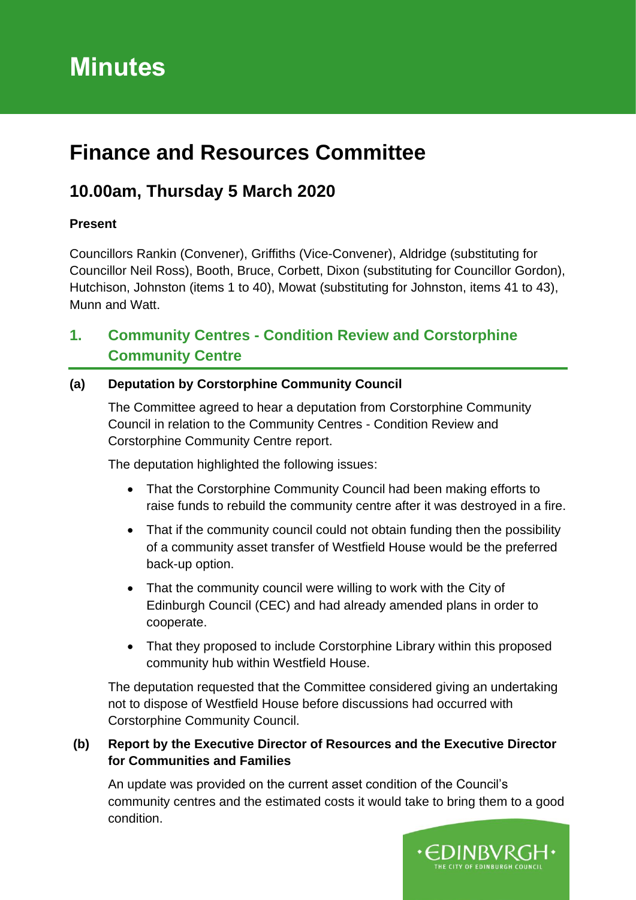# Minutes

# Finance and Resources Committee

## 10.00am, Thursday 5 March 2020

**Present**

Councillors Rankin (Convener), Griffiths (Vice-Convener), Aldridge (substituting for Councillor Neil Ross), Booth, Bruce, Corbett, Dixon (substituting for Councillor Gordon), Hutchison, Johnston (items 1 to 40), Mowat (substituting for Johnston, items 41 to 43), Munn and Watt.

## 1. Community Centres - Condition Review and Corstorphine Community Centre

**(a) Deputation by Corstorphine Community Council**

The Committee agreed to hear a deputation from Corstorphine Community Council in relation to the Community Centres - Condition Review and Corstorphine Community Centre report.

The deputation highlighted the following issues:

- That the Corstorphine Community Council had been making efforts to raise funds to rebuild the community centre after it was destroyed in a fire.
- That if the community council could not obtain funding then the possibility of a community asset transfer of Westfield House would be the preferred back-up option.
- That the community council were willing to work with the City of Edinburgh Council (CEC) and had already amended plans in order to cooperate.
- That they proposed to include Corstorphine Library within this proposed community hub within Westfield House.

The deputation requested that the Committee considered giving an undertaking not to dispose of Westfield House before discussions had occurred with Corstorphine Community Council.

**(b) Report by the Executive Director of Resources and the Executive Director for Communities and Families**

An update was provided on the current asset condition of the Council's community centres and the estimated costs it would take to bring them to a good condition.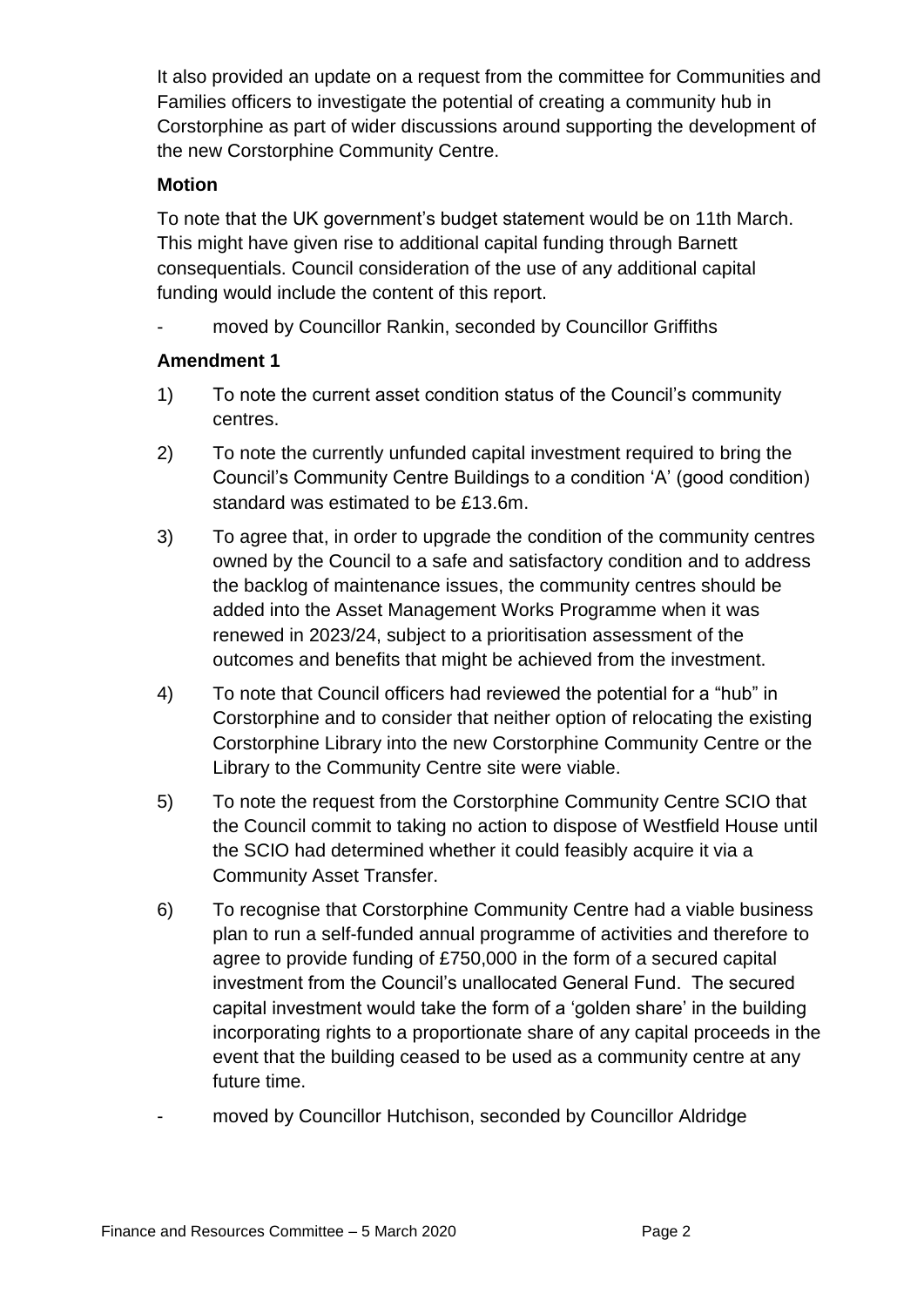It also provided an update on a request from the committee for Communities and Families officers to investigate the potential of creating a community hub in Corstorphine as part of wider discussions around supporting the development of the new Corstorphine Community Centre.

**Motion**

To note that the UK government's budget statement would be on 11th March. This might have given rise to additional capital funding through Barnett consequentials. Council consideration of the use of any additional capital funding would include the content of this report.

- moved by Councillor Rankin, seconded by Councillor Griffiths

**Amendment 1**

1) To note the current asset condition status of the Council's community centres.

2) To note the currently unfunded capital investment required to bring the Council's Community Centre Buildings to a condition 'A' (good condition) standard was estimated to be £13.6m.

3) To agree that, in order to upgrade the condition of the community centres owned by the Council to a safe and satisfactory condition and to address the backlog of maintenance issues, the community centres should be added into the Asset Management Works Programme when it was renewed in 2023/24, subject to a prioritisation assessment of the outcomes and benefits that might be achieved from the investment.

4) To note that Council officers had reviewed the potential for a "hub" in Corstorphine and to consider that neither option of relocating the existing Corstorphine Library into the new Corstorphine Community Centre or the Library to the Community Centre site were viable.

5) To note the request from the Corstorphine Community Centre SCIO that the Council commit to taking no action to dispose of Westfield House until the SCIO had determined whether it could feasibly acquire it via a Community Asset Transfer.

6) To recognise that Corstorphine Community Centre had a viable business plan to run a self-funded annual programme of activities and therefore to agree to provide funding of £750,000 in the form of a secured capital investment from the Council's unallocated General Fund. The secured capital investment would take the form of a 'golden share' in the building incorporating rights to a proportionate share of any capital proceeds in the event that the building ceased to be used as a community centre at any future time.

- moved by Councillor Hutchison, seconded by Councillor Aldridge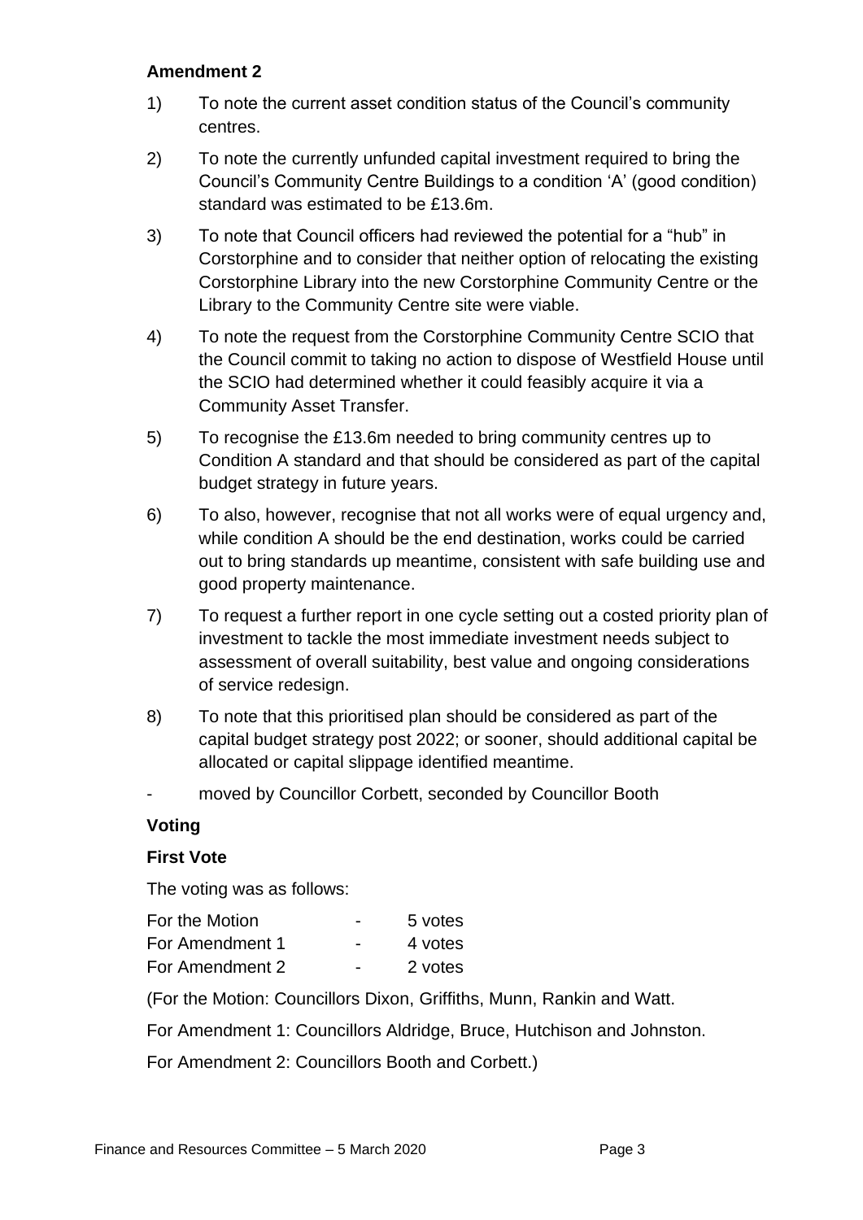**Amendment 2**

1) To note the current asset condition status of the Council's community centres.

2) To note the currently unfunded capital investment required to bring the Council's Community Centre Buildings to a condition 'A' (good condition) standard was estimated to be £13.6m.

3) To note that Council officers had reviewed the potential for a "hub" in Corstorphine and to consider that neither option of relocating the existing Corstorphine Library into the new Corstorphine Community Centre or the Library to the Community Centre site were viable.

4) To note the request from the Corstorphine Community Centre SCIO that the Council commit to taking no action to dispose of Westfield House until the SCIO had determined whether it could feasibly acquire it via a Community Asset Transfer.

5) To recognise the £13.6m needed to bring community centres up to Condition A standard and that should be considered as part of the capital budget strategy in future years.

6) To also, however, recognise that not all works were of equal urgency and, while condition A should be the end destination, works could be carried out to bring standards up meantime, consistent with safe building use and good property maintenance.

7) To request a further report in one cycle setting out a costed priority plan of investment to tackle the most immediate investment needs subject to assessment of overall suitability, best value and ongoing considerations of service redesign.

8) To note that this prioritised plan should be considered as part of the capital budget strategy post 2022; or sooner, should additional capital be allocated or capital slippage identified meantime.

- moved by Councillor Corbett, seconded by Councillor Booth

**Voting**

**First Vote**

The voting was as follows:

| | | |
|---|---|---|
| For the Motion | - | 5 votes |
| For Amendment 1 | - | 4 votes |
| For Amendment 2 | - | 2 votes |

(For the Motion: Councillors Dixon, Griffiths, Munn, Rankin and Watt.

For Amendment 1: Councillors Aldridge, Bruce, Hutchison and Johnston.

For Amendment 2: Councillors Booth and Corbett.)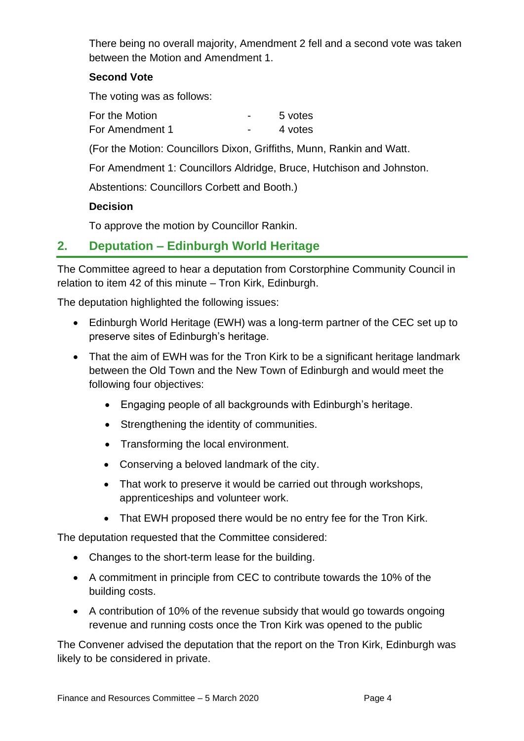There being no overall majority, Amendment 2 fell and a second vote was taken between the Motion and Amendment 1.

**Second Vote**

The voting was as follows:

| | | |
|---|---|---|
| For the Motion | - | 5 votes |
| For Amendment 1 | - | 4 votes |

(For the Motion: Councillors Dixon, Griffiths, Munn, Rankin and Watt.

For Amendment 1: Councillors Aldridge, Bruce, Hutchison and Johnston.

Abstentions: Councillors Corbett and Booth.)

**Decision**

To approve the motion by Councillor Rankin.

## 2. Deputation – Edinburgh World Heritage

The Committee agreed to hear a deputation from Corstorphine Community Council in relation to item 42 of this minute – Tron Kirk, Edinburgh.

The deputation highlighted the following issues:

- Edinburgh World Heritage (EWH) was a long-term partner of the CEC set up to preserve sites of Edinburgh's heritage.
- That the aim of EWH was for the Tron Kirk to be a significant heritage landmark between the Old Town and the New Town of Edinburgh and would meet the following four objectives:
  - Engaging people of all backgrounds with Edinburgh's heritage.
  - Strengthening the identity of communities.
  - Transforming the local environment.
  - Conserving a beloved landmark of the city.
  - That work to preserve it would be carried out through workshops, apprenticeships and volunteer work.
  - That EWH proposed there would be no entry fee for the Tron Kirk.

The deputation requested that the Committee considered:

- Changes to the short-term lease for the building.
- A commitment in principle from CEC to contribute towards the 10% of the building costs.
- A contribution of 10% of the revenue subsidy that would go towards ongoing revenue and running costs once the Tron Kirk was opened to the public

The Convener advised the deputation that the report on the Tron Kirk, Edinburgh was likely to be considered in private.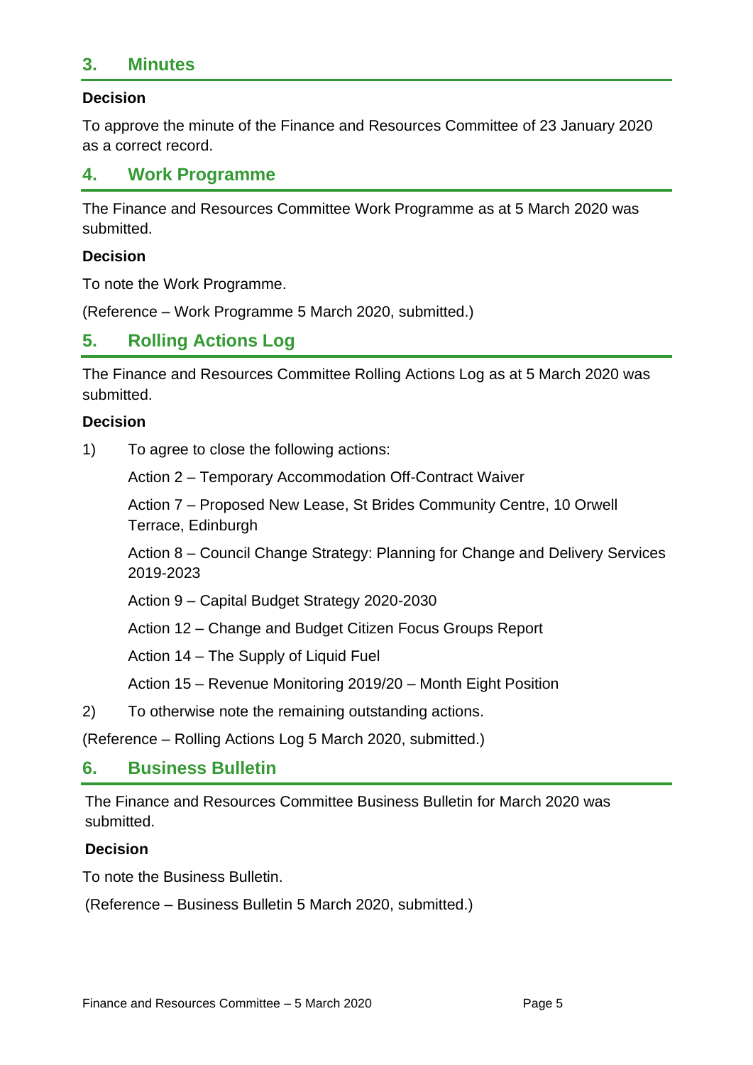## 3. Minutes

**Decision**

To approve the minute of the Finance and Resources Committee of 23 January 2020 as a correct record.

## 4. Work Programme

The Finance and Resources Committee Work Programme as at 5 March 2020 was submitted.

**Decision**

To note the Work Programme.

(Reference – Work Programme 5 March 2020, submitted.)

## 5. Rolling Actions Log

The Finance and Resources Committee Rolling Actions Log as at 5 March 2020 was submitted.

**Decision**

1) To agree to close the following actions:

   Action 2 – Temporary Accommodation Off-Contract Waiver

   Action 7 – Proposed New Lease, St Brides Community Centre, 10 Orwell Terrace, Edinburgh

   Action 8 – Council Change Strategy: Planning for Change and Delivery Services 2019-2023

   Action 9 – Capital Budget Strategy 2020-2030

   Action 12 – Change and Budget Citizen Focus Groups Report

   Action 14 – The Supply of Liquid Fuel

   Action 15 – Revenue Monitoring 2019/20 – Month Eight Position

2) To otherwise note the remaining outstanding actions.

(Reference – Rolling Actions Log 5 March 2020, submitted.)

## 6. Business Bulletin

The Finance and Resources Committee Business Bulletin for March 2020 was submitted.

**Decision**

To note the Business Bulletin.

(Reference – Business Bulletin 5 March 2020, submitted.)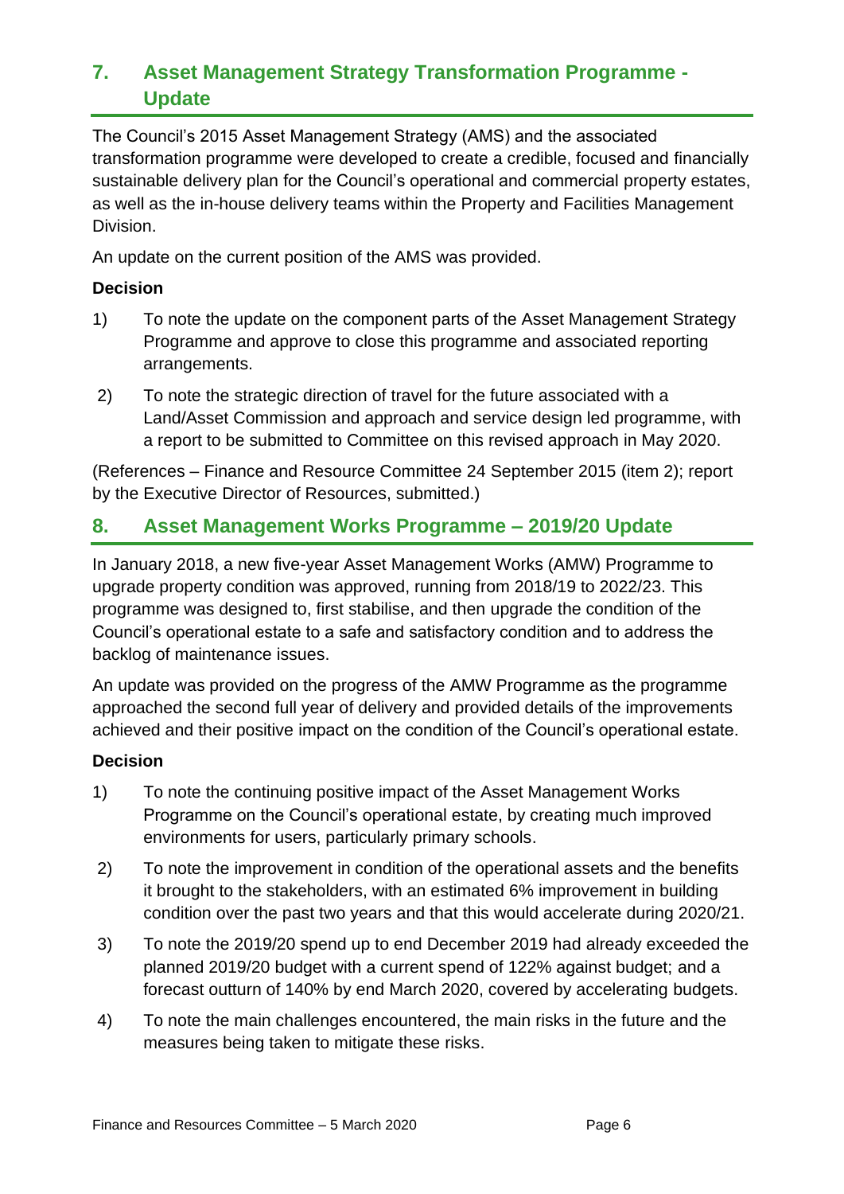## 7. Asset Management Strategy Transformation Programme - Update

The Council's 2015 Asset Management Strategy (AMS) and the associated transformation programme were developed to create a credible, focused and financially sustainable delivery plan for the Council's operational and commercial property estates, as well as the in-house delivery teams within the Property and Facilities Management Division.

An update on the current position of the AMS was provided.

**Decision**

1) To note the update on the component parts of the Asset Management Strategy Programme and approve to close this programme and associated reporting arrangements.

2) To note the strategic direction of travel for the future associated with a Land/Asset Commission and approach and service design led programme, with a report to be submitted to Committee on this revised approach in May 2020.

(References – Finance and Resource Committee 24 September 2015 (item 2); report by the Executive Director of Resources, submitted.)

## 8. Asset Management Works Programme – 2019/20 Update

In January 2018, a new five-year Asset Management Works (AMW) Programme to upgrade property condition was approved, running from 2018/19 to 2022/23. This programme was designed to, first stabilise, and then upgrade the condition of the Council's operational estate to a safe and satisfactory condition and to address the backlog of maintenance issues.

An update was provided on the progress of the AMW Programme as the programme approached the second full year of delivery and provided details of the improvements achieved and their positive impact on the condition of the Council's operational estate.

**Decision**

1) To note the continuing positive impact of the Asset Management Works Programme on the Council's operational estate, by creating much improved environments for users, particularly primary schools.

2) To note the improvement in condition of the operational assets and the benefits it brought to the stakeholders, with an estimated 6% improvement in building condition over the past two years and that this would accelerate during 2020/21.

3) To note the 2019/20 spend up to end December 2019 had already exceeded the planned 2019/20 budget with a current spend of 122% against budget; and a forecast outturn of 140% by end March 2020, covered by accelerating budgets.

4) To note the main challenges encountered, the main risks in the future and the measures being taken to mitigate these risks.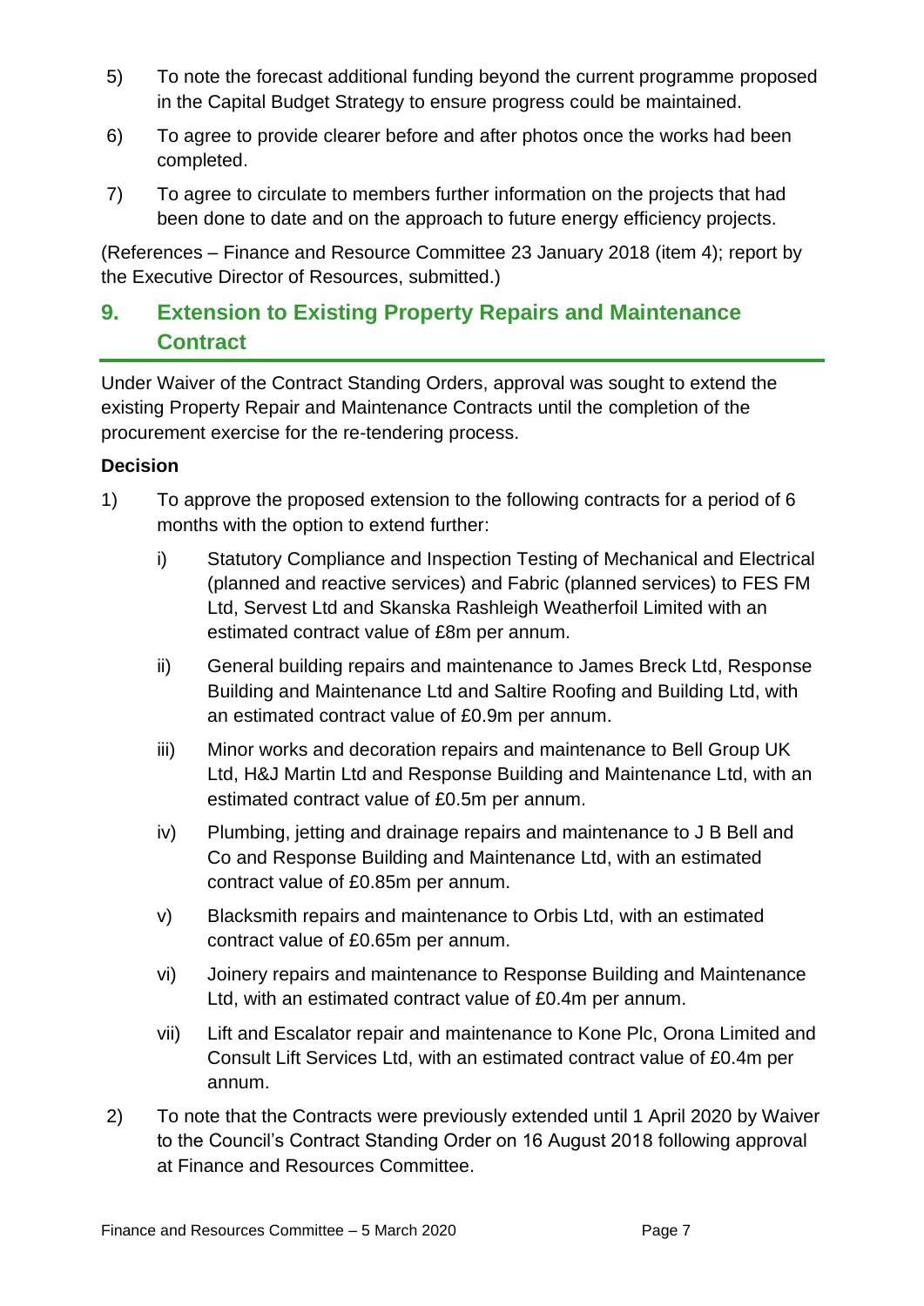5) To note the forecast additional funding beyond the current programme proposed in the Capital Budget Strategy to ensure progress could be maintained.

6) To agree to provide clearer before and after photos once the works had been completed.

7) To agree to circulate to members further information on the projects that had been done to date and on the approach to future energy efficiency projects.

(References – Finance and Resource Committee 23 January 2018 (item 4); report by the Executive Director of Resources, submitted.)

## 9. Extension to Existing Property Repairs and Maintenance Contract

Under Waiver of the Contract Standing Orders, approval was sought to extend the existing Property Repair and Maintenance Contracts until the completion of the procurement exercise for the re-tendering process.

**Decision**

1) To approve the proposed extension to the following contracts for a period of 6 months with the option to extend further:

   i) Statutory Compliance and Inspection Testing of Mechanical and Electrical (planned and reactive services) and Fabric (planned services) to FES FM Ltd, Servest Ltd and Skanska Rashleigh Weatherfoil Limited with an estimated contract value of £8m per annum.

   ii) General building repairs and maintenance to James Breck Ltd, Response Building and Maintenance Ltd and Saltire Roofing and Building Ltd, with an estimated contract value of £0.9m per annum.

   iii) Minor works and decoration repairs and maintenance to Bell Group UK Ltd, H&J Martin Ltd and Response Building and Maintenance Ltd, with an estimated contract value of £0.5m per annum.

   iv) Plumbing, jetting and drainage repairs and maintenance to J B Bell and Co and Response Building and Maintenance Ltd, with an estimated contract value of £0.85m per annum.

   v) Blacksmith repairs and maintenance to Orbis Ltd, with an estimated contract value of £0.65m per annum.

   vi) Joinery repairs and maintenance to Response Building and Maintenance Ltd, with an estimated contract value of £0.4m per annum.

   vii) Lift and Escalator repair and maintenance to Kone Plc, Orona Limited and Consult Lift Services Ltd, with an estimated contract value of £0.4m per annum.

2) To note that the Contracts were previously extended until 1 April 2020 by Waiver to the Council's Contract Standing Order on 16 August 2018 following approval at Finance and Resources Committee.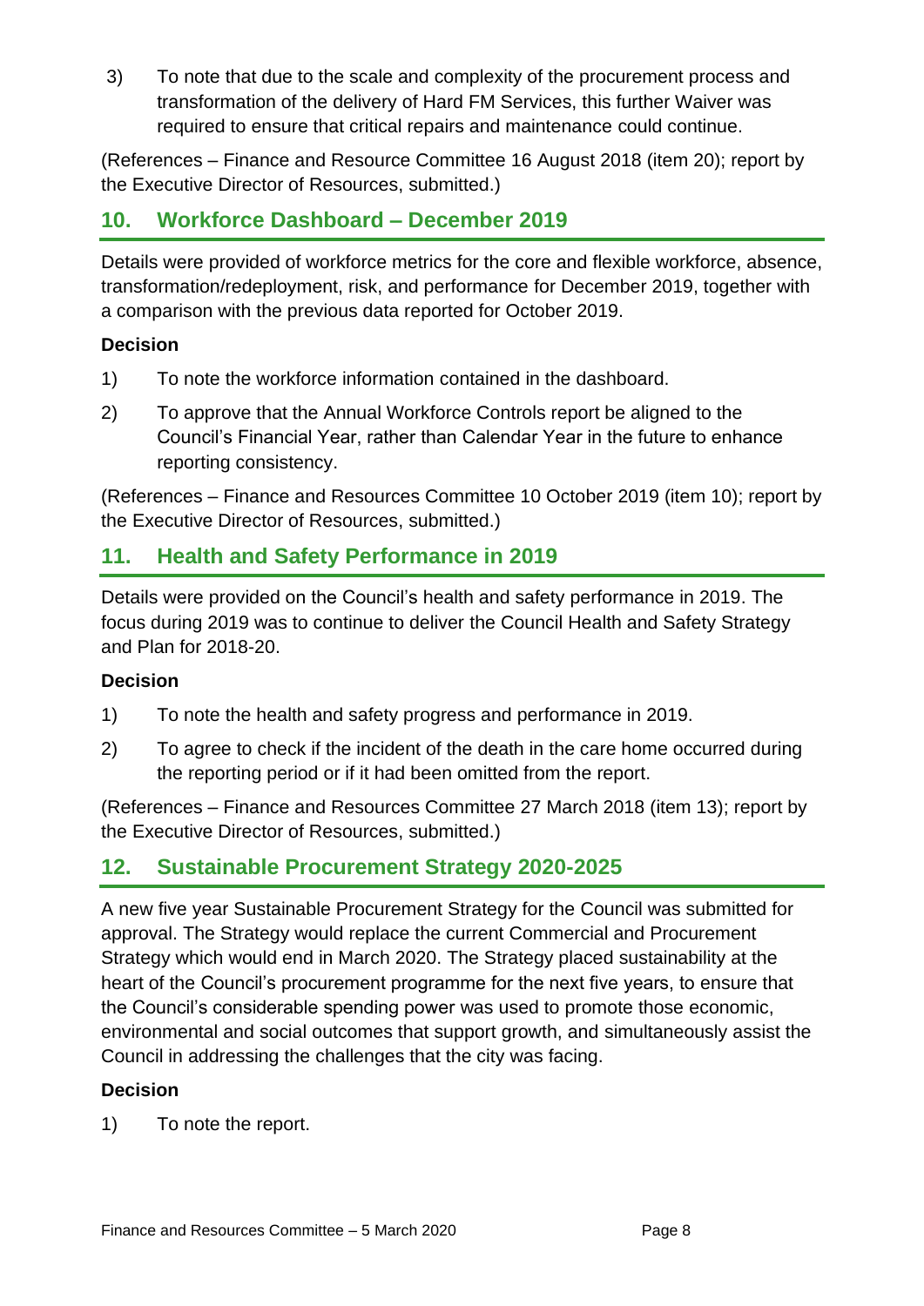3) To note that due to the scale and complexity of the procurement process and transformation of the delivery of Hard FM Services, this further Waiver was required to ensure that critical repairs and maintenance could continue.

(References – Finance and Resource Committee 16 August 2018 (item 20); report by the Executive Director of Resources, submitted.)

## 10. Workforce Dashboard – December 2019

Details were provided of workforce metrics for the core and flexible workforce, absence, transformation/redeployment, risk, and performance for December 2019, together with a comparison with the previous data reported for October 2019.

**Decision**

1) To note the workforce information contained in the dashboard.

2) To approve that the Annual Workforce Controls report be aligned to the Council's Financial Year, rather than Calendar Year in the future to enhance reporting consistency.

(References – Finance and Resources Committee 10 October 2019 (item 10); report by the Executive Director of Resources, submitted.)

## 11. Health and Safety Performance in 2019

Details were provided on the Council's health and safety performance in 2019. The focus during 2019 was to continue to deliver the Council Health and Safety Strategy and Plan for 2018-20.

**Decision**

1) To note the health and safety progress and performance in 2019.

2) To agree to check if the incident of the death in the care home occurred during the reporting period or if it had been omitted from the report.

(References – Finance and Resources Committee 27 March 2018 (item 13); report by the Executive Director of Resources, submitted.)

## 12. Sustainable Procurement Strategy 2020-2025

A new five year Sustainable Procurement Strategy for the Council was submitted for approval. The Strategy would replace the current Commercial and Procurement Strategy which would end in March 2020. The Strategy placed sustainability at the heart of the Council's procurement programme for the next five years, to ensure that the Council's considerable spending power was used to promote those economic, environmental and social outcomes that support growth, and simultaneously assist the Council in addressing the challenges that the city was facing.

**Decision**

1) To note the report.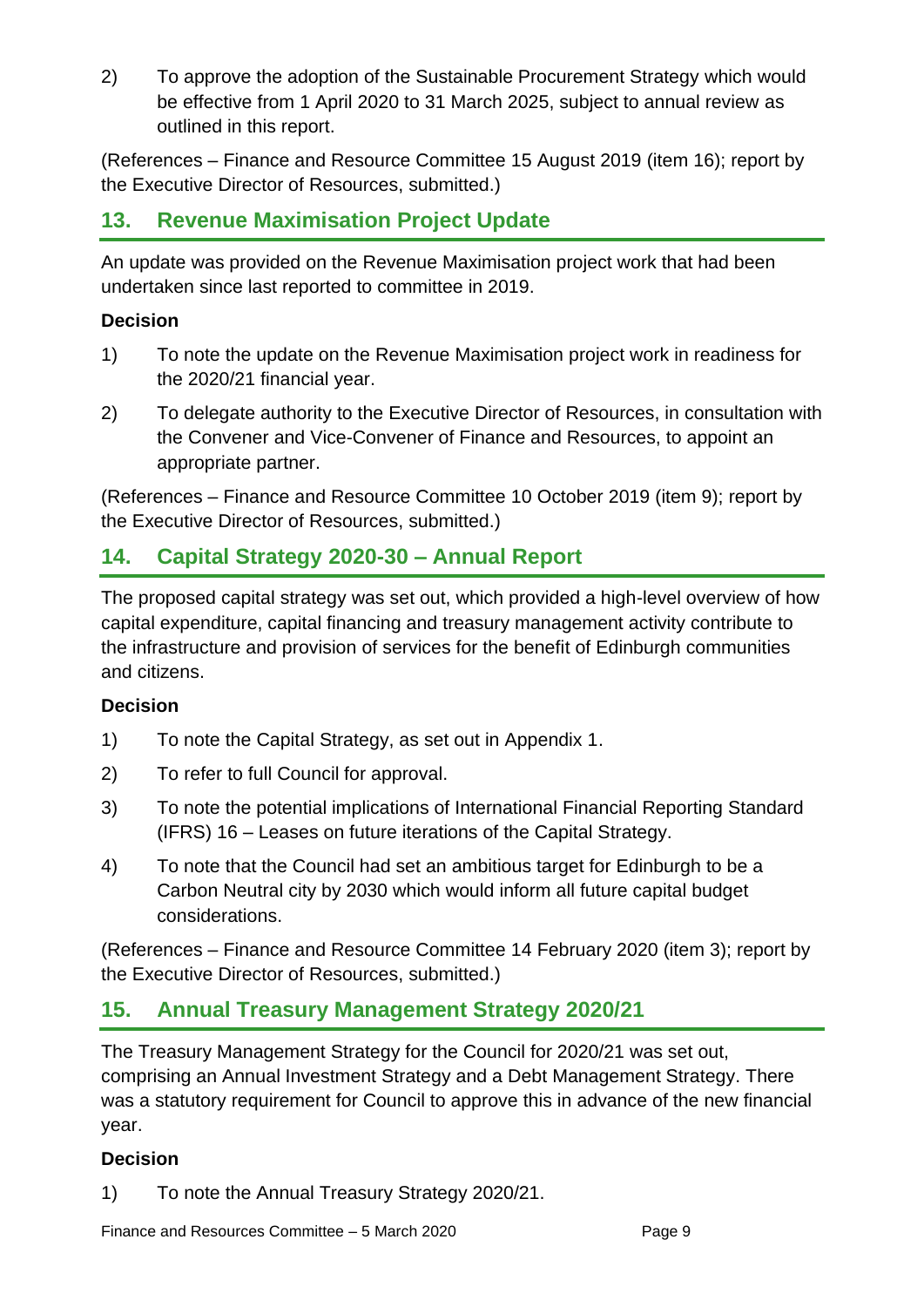2) To approve the adoption of the Sustainable Procurement Strategy which would be effective from 1 April 2020 to 31 March 2025, subject to annual review as outlined in this report.

(References – Finance and Resource Committee 15 August 2019 (item 16); report by the Executive Director of Resources, submitted.)

## 13. Revenue Maximisation Project Update

An update was provided on the Revenue Maximisation project work that had been undertaken since last reported to committee in 2019.

**Decision**

1) To note the update on the Revenue Maximisation project work in readiness for the 2020/21 financial year.

2) To delegate authority to the Executive Director of Resources, in consultation with the Convener and Vice-Convener of Finance and Resources, to appoint an appropriate partner.

(References – Finance and Resource Committee 10 October 2019 (item 9); report by the Executive Director of Resources, submitted.)

## 14. Capital Strategy 2020-30 – Annual Report

The proposed capital strategy was set out, which provided a high-level overview of how capital expenditure, capital financing and treasury management activity contribute to the infrastructure and provision of services for the benefit of Edinburgh communities and citizens.

**Decision**

1) To note the Capital Strategy, as set out in Appendix 1.

2) To refer to full Council for approval.

3) To note the potential implications of International Financial Reporting Standard (IFRS) 16 – Leases on future iterations of the Capital Strategy.

4) To note that the Council had set an ambitious target for Edinburgh to be a Carbon Neutral city by 2030 which would inform all future capital budget considerations.

(References – Finance and Resource Committee 14 February 2020 (item 3); report by the Executive Director of Resources, submitted.)

## 15. Annual Treasury Management Strategy 2020/21

The Treasury Management Strategy for the Council for 2020/21 was set out, comprising an Annual Investment Strategy and a Debt Management Strategy. There was a statutory requirement for Council to approve this in advance of the new financial year.

**Decision**

1) To note the Annual Treasury Strategy 2020/21.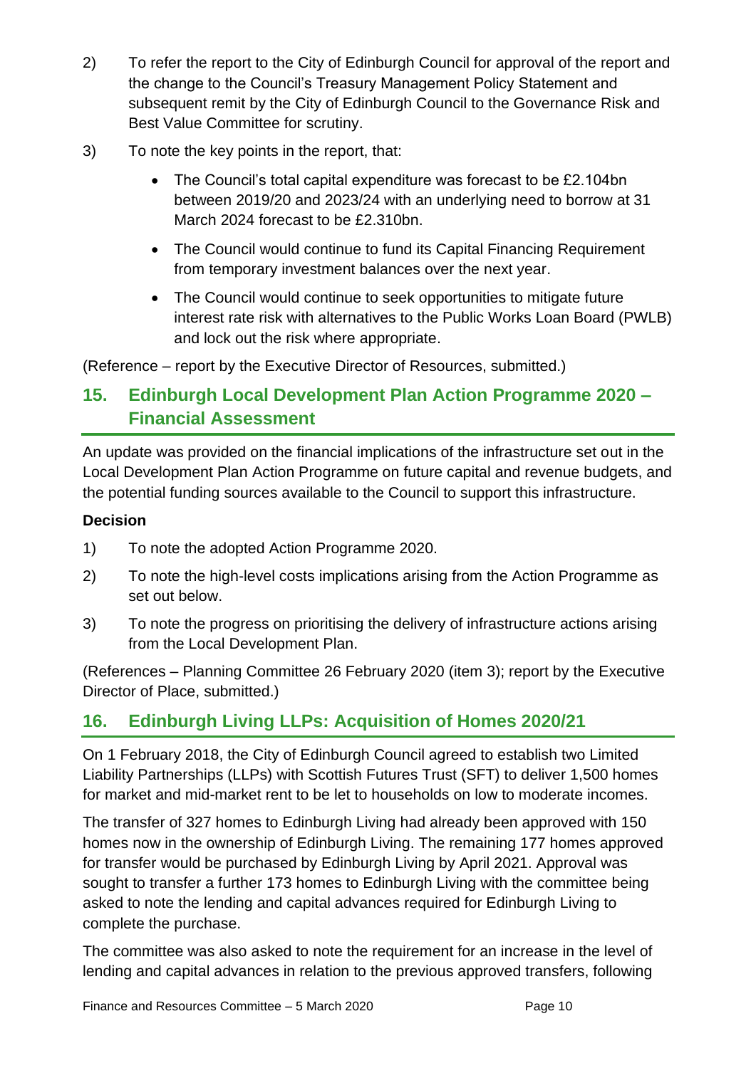2) To refer the report to the City of Edinburgh Council for approval of the report and the change to the Council's Treasury Management Policy Statement and subsequent remit by the City of Edinburgh Council to the Governance Risk and Best Value Committee for scrutiny.

3) To note the key points in the report, that:

   - The Council's total capital expenditure was forecast to be £2.104bn between 2019/20 and 2023/24 with an underlying need to borrow at 31 March 2024 forecast to be £2.310bn.
   - The Council would continue to fund its Capital Financing Requirement from temporary investment balances over the next year.
   - The Council would continue to seek opportunities to mitigate future interest rate risk with alternatives to the Public Works Loan Board (PWLB) and lock out the risk where appropriate.

(Reference – report by the Executive Director of Resources, submitted.)

## 15. Edinburgh Local Development Plan Action Programme 2020 – Financial Assessment

An update was provided on the financial implications of the infrastructure set out in the Local Development Plan Action Programme on future capital and revenue budgets, and the potential funding sources available to the Council to support this infrastructure.

**Decision**

1) To note the adopted Action Programme 2020.

2) To note the high-level costs implications arising from the Action Programme as set out below.

3) To note the progress on prioritising the delivery of infrastructure actions arising from the Local Development Plan.

(References – Planning Committee 26 February 2020 (item 3); report by the Executive Director of Place, submitted.)

## 16. Edinburgh Living LLPs: Acquisition of Homes 2020/21

On 1 February 2018, the City of Edinburgh Council agreed to establish two Limited Liability Partnerships (LLPs) with Scottish Futures Trust (SFT) to deliver 1,500 homes for market and mid-market rent to be let to households on low to moderate incomes.

The transfer of 327 homes to Edinburgh Living had already been approved with 150 homes now in the ownership of Edinburgh Living. The remaining 177 homes approved for transfer would be purchased by Edinburgh Living by April 2021. Approval was sought to transfer a further 173 homes to Edinburgh Living with the committee being asked to note the lending and capital advances required for Edinburgh Living to complete the purchase.

The committee was also asked to note the requirement for an increase in the level of lending and capital advances in relation to the previous approved transfers, following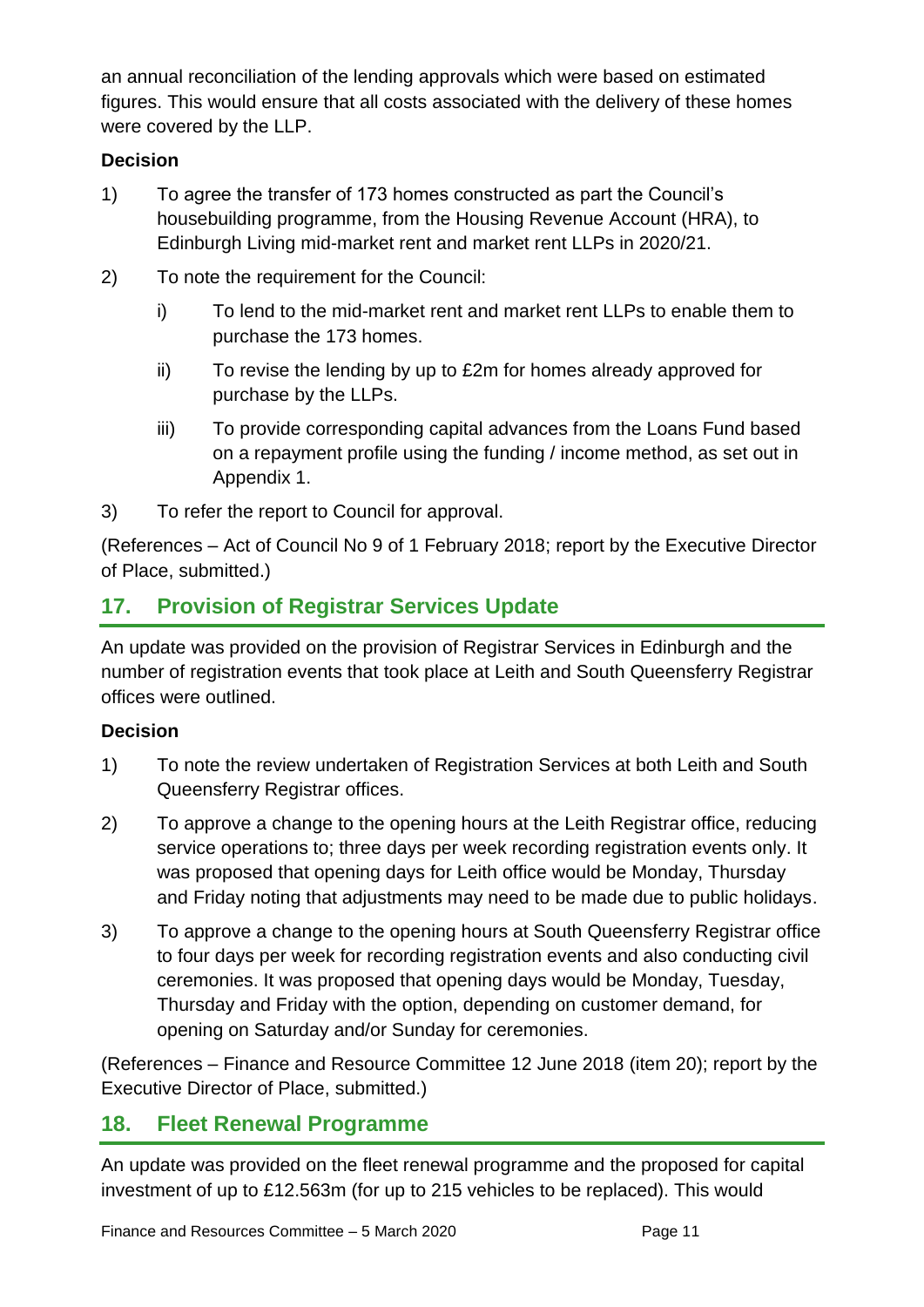an annual reconciliation of the lending approvals which were based on estimated figures. This would ensure that all costs associated with the delivery of these homes were covered by the LLP.

**Decision**

1) To agree the transfer of 173 homes constructed as part the Council's housebuilding programme, from the Housing Revenue Account (HRA), to Edinburgh Living mid-market rent and market rent LLPs in 2020/21.

2) To note the requirement for the Council:

   i) To lend to the mid-market rent and market rent LLPs to enable them to purchase the 173 homes.

   ii) To revise the lending by up to £2m for homes already approved for purchase by the LLPs.

   iii) To provide corresponding capital advances from the Loans Fund based on a repayment profile using the funding / income method, as set out in Appendix 1.

3) To refer the report to Council for approval.

(References – Act of Council No 9 of 1 February 2018; report by the Executive Director of Place, submitted.)

## 17. Provision of Registrar Services Update

An update was provided on the provision of Registrar Services in Edinburgh and the number of registration events that took place at Leith and South Queensferry Registrar offices were outlined.

**Decision**

1) To note the review undertaken of Registration Services at both Leith and South Queensferry Registrar offices.

2) To approve a change to the opening hours at the Leith Registrar office, reducing service operations to; three days per week recording registration events only. It was proposed that opening days for Leith office would be Monday, Thursday and Friday noting that adjustments may need to be made due to public holidays.

3) To approve a change to the opening hours at South Queensferry Registrar office to four days per week for recording registration events and also conducting civil ceremonies. It was proposed that opening days would be Monday, Tuesday, Thursday and Friday with the option, depending on customer demand, for opening on Saturday and/or Sunday for ceremonies.

(References – Finance and Resource Committee 12 June 2018 (item 20); report by the Executive Director of Place, submitted.)

## 18. Fleet Renewal Programme

An update was provided on the fleet renewal programme and the proposed for capital investment of up to £12.563m (for up to 215 vehicles to be replaced). This would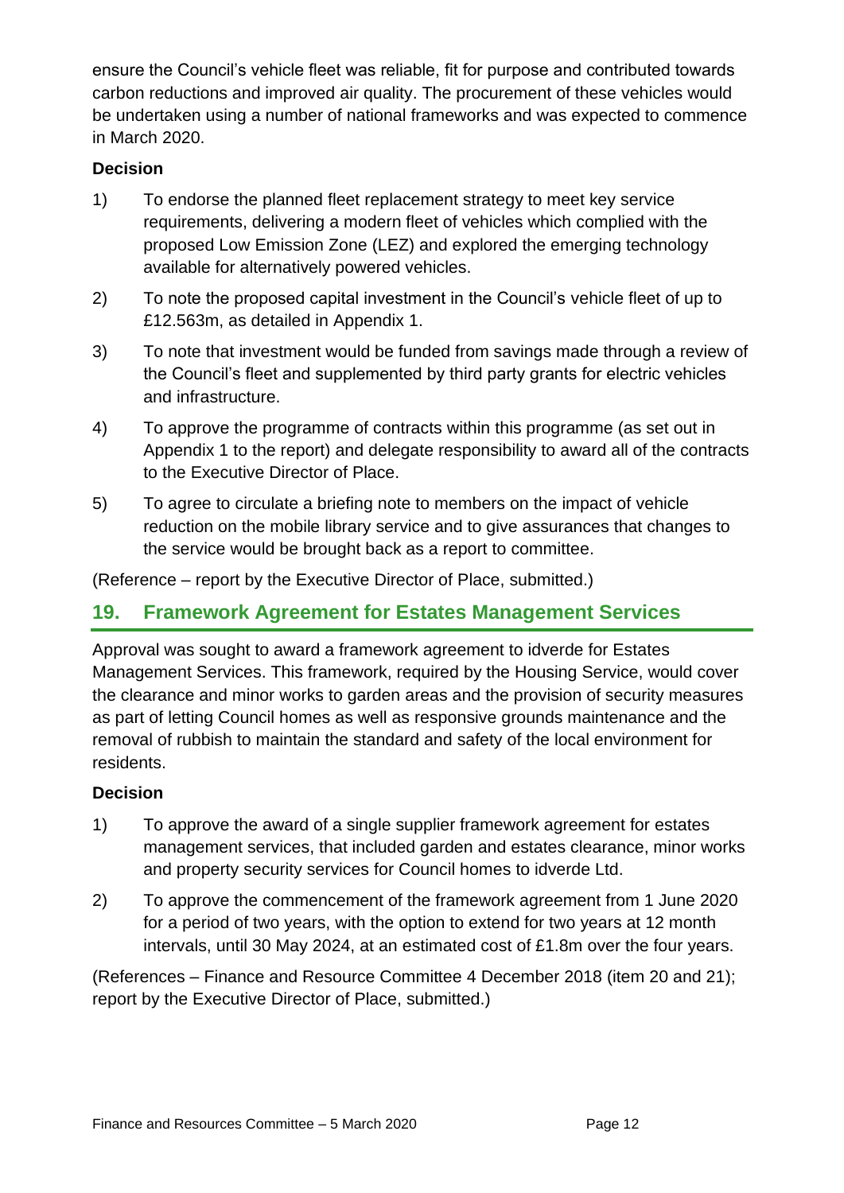ensure the Council's vehicle fleet was reliable, fit for purpose and contributed towards carbon reductions and improved air quality. The procurement of these vehicles would be undertaken using a number of national frameworks and was expected to commence in March 2020.

**Decision**

1) To endorse the planned fleet replacement strategy to meet key service requirements, delivering a modern fleet of vehicles which complied with the proposed Low Emission Zone (LEZ) and explored the emerging technology available for alternatively powered vehicles.

2) To note the proposed capital investment in the Council's vehicle fleet of up to £12.563m, as detailed in Appendix 1.

3) To note that investment would be funded from savings made through a review of the Council's fleet and supplemented by third party grants for electric vehicles and infrastructure.

4) To approve the programme of contracts within this programme (as set out in Appendix 1 to the report) and delegate responsibility to award all of the contracts to the Executive Director of Place.

5) To agree to circulate a briefing note to members on the impact of vehicle reduction on the mobile library service and to give assurances that changes to the service would be brought back as a report to committee.

(Reference – report by the Executive Director of Place, submitted.)

## 19. Framework Agreement for Estates Management Services

Approval was sought to award a framework agreement to idverde for Estates Management Services. This framework, required by the Housing Service, would cover the clearance and minor works to garden areas and the provision of security measures as part of letting Council homes as well as responsive grounds maintenance and the removal of rubbish to maintain the standard and safety of the local environment for residents.

**Decision**

1) To approve the award of a single supplier framework agreement for estates management services, that included garden and estates clearance, minor works and property security services for Council homes to idverde Ltd.

2) To approve the commencement of the framework agreement from 1 June 2020 for a period of two years, with the option to extend for two years at 12 month intervals, until 30 May 2024, at an estimated cost of £1.8m over the four years.

(References – Finance and Resource Committee 4 December 2018 (item 20 and 21); report by the Executive Director of Place, submitted.)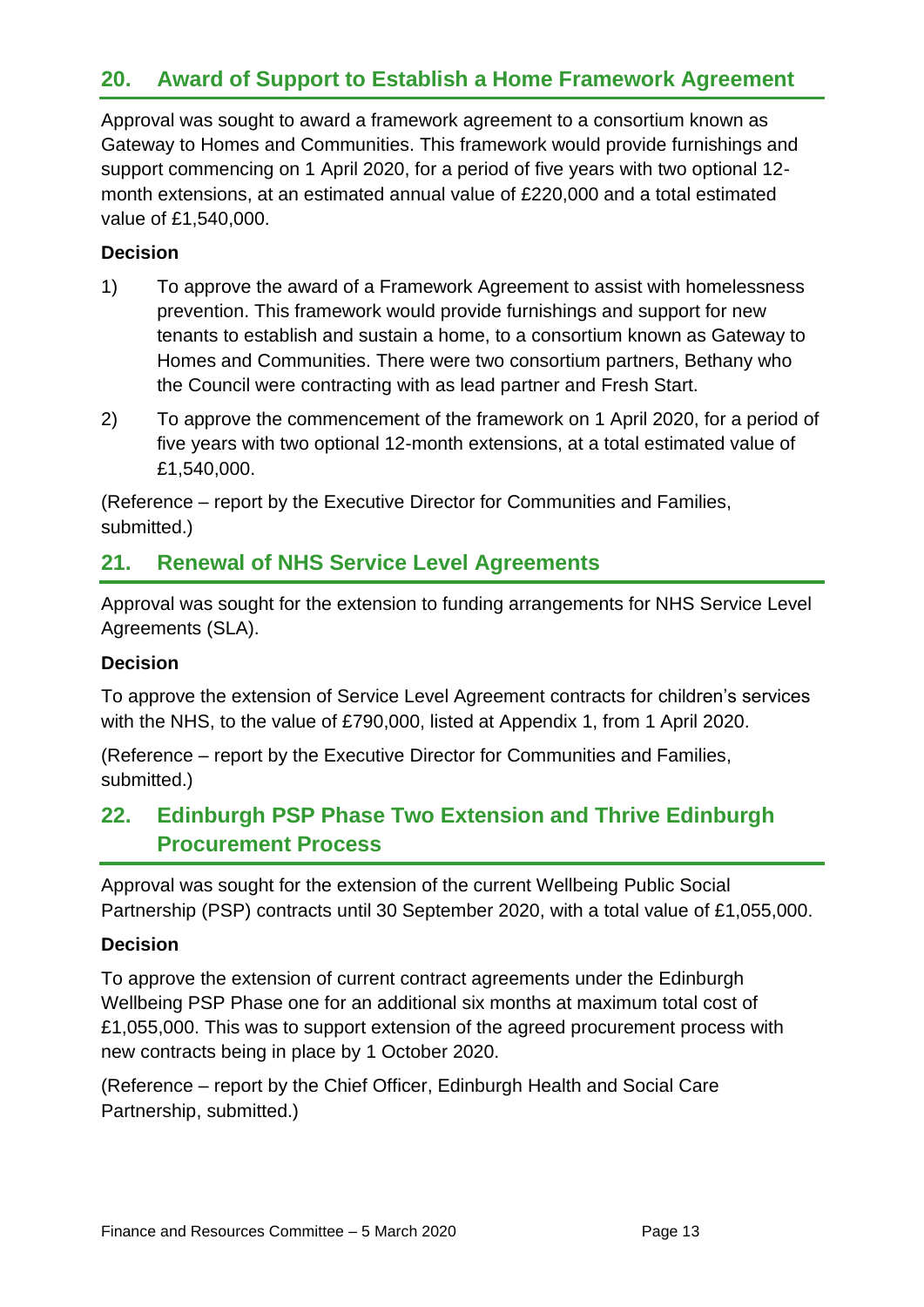## 20. Award of Support to Establish a Home Framework Agreement

Approval was sought to award a framework agreement to a consortium known as Gateway to Homes and Communities. This framework would provide furnishings and support commencing on 1 April 2020, for a period of five years with two optional 12-month extensions, at an estimated annual value of £220,000 and a total estimated value of £1,540,000.

**Decision**

1) To approve the award of a Framework Agreement to assist with homelessness prevention. This framework would provide furnishings and support for new tenants to establish and sustain a home, to a consortium known as Gateway to Homes and Communities. There were two consortium partners, Bethany who the Council were contracting with as lead partner and Fresh Start.

2) To approve the commencement of the framework on 1 April 2020, for a period of five years with two optional 12-month extensions, at a total estimated value of £1,540,000.

(Reference – report by the Executive Director for Communities and Families, submitted.)

## 21. Renewal of NHS Service Level Agreements

Approval was sought for the extension to funding arrangements for NHS Service Level Agreements (SLA).

**Decision**

To approve the extension of Service Level Agreement contracts for children's services with the NHS, to the value of £790,000, listed at Appendix 1, from 1 April 2020.

(Reference – report by the Executive Director for Communities and Families, submitted.)

## 22. Edinburgh PSP Phase Two Extension and Thrive Edinburgh Procurement Process

Approval was sought for the extension of the current Wellbeing Public Social Partnership (PSP) contracts until 30 September 2020, with a total value of £1,055,000.

**Decision**

To approve the extension of current contract agreements under the Edinburgh Wellbeing PSP Phase one for an additional six months at maximum total cost of £1,055,000. This was to support extension of the agreed procurement process with new contracts being in place by 1 October 2020.

(Reference – report by the Chief Officer, Edinburgh Health and Social Care Partnership, submitted.)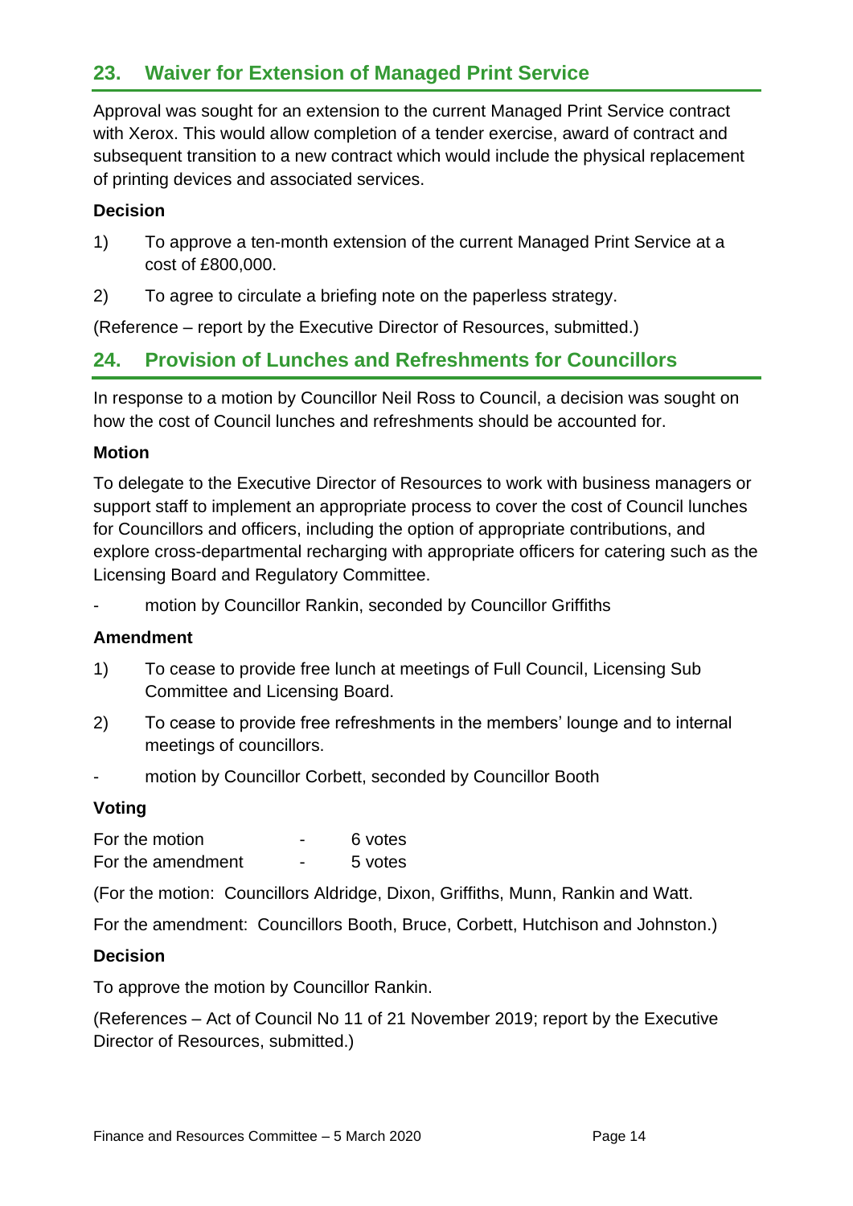## 23. Waiver for Extension of Managed Print Service

Approval was sought for an extension to the current Managed Print Service contract with Xerox. This would allow completion of a tender exercise, award of contract and subsequent transition to a new contract which would include the physical replacement of printing devices and associated services.

### Decision

1) To approve a ten-month extension of the current Managed Print Service at a cost of £800,000.

2) To agree to circulate a briefing note on the paperless strategy.

(Reference – report by the Executive Director of Resources, submitted.)

## 24. Provision of Lunches and Refreshments for Councillors

In response to a motion by Councillor Neil Ross to Council, a decision was sought on how the cost of Council lunches and refreshments should be accounted for.

### Motion

To delegate to the Executive Director of Resources to work with business managers or support staff to implement an appropriate process to cover the cost of Council lunches for Councillors and officers, including the option of appropriate contributions, and explore cross-departmental recharging with appropriate officers for catering such as the Licensing Board and Regulatory Committee.

- motion by Councillor Rankin, seconded by Councillor Griffiths

### Amendment

1) To cease to provide free lunch at meetings of Full Council, Licensing Sub Committee and Licensing Board.

2) To cease to provide free refreshments in the members' lounge and to internal meetings of councillors.

- motion by Councillor Corbett, seconded by Councillor Booth

### Voting

| | | |
|---|---|---|
| For the motion | - | 6 votes |
| For the amendment | - | 5 votes |

(For the motion: Councillors Aldridge, Dixon, Griffiths, Munn, Rankin and Watt.

For the amendment: Councillors Booth, Bruce, Corbett, Hutchison and Johnston.)

### Decision

To approve the motion by Councillor Rankin.

(References – Act of Council No 11 of 21 November 2019; report by the Executive Director of Resources, submitted.)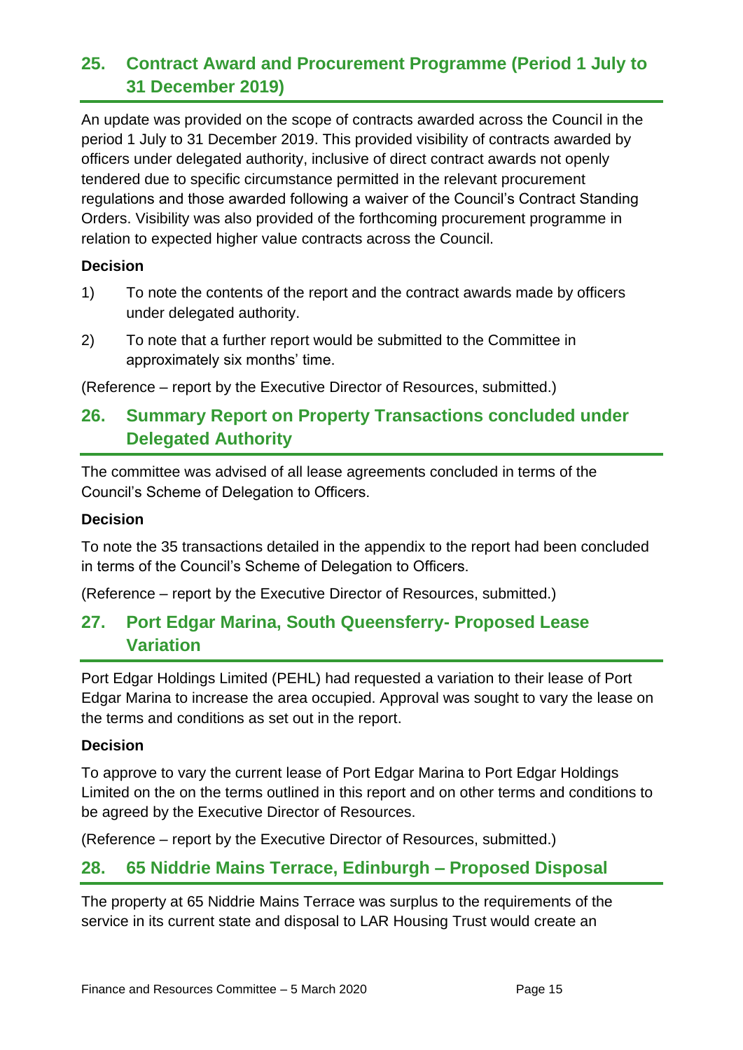## 25. Contract Award and Procurement Programme (Period 1 July to 31 December 2019)

An update was provided on the scope of contracts awarded across the Council in the period 1 July to 31 December 2019. This provided visibility of contracts awarded by officers under delegated authority, inclusive of direct contract awards not openly tendered due to specific circumstance permitted in the relevant procurement regulations and those awarded following a waiver of the Council's Contract Standing Orders. Visibility was also provided of the forthcoming procurement programme in relation to expected higher value contracts across the Council.

**Decision**

1) To note the contents of the report and the contract awards made by officers under delegated authority.

2) To note that a further report would be submitted to the Committee in approximately six months' time.

(Reference – report by the Executive Director of Resources, submitted.)

## 26. Summary Report on Property Transactions concluded under Delegated Authority

The committee was advised of all lease agreements concluded in terms of the Council's Scheme of Delegation to Officers.

**Decision**

To note the 35 transactions detailed in the appendix to the report had been concluded in terms of the Council's Scheme of Delegation to Officers.

(Reference – report by the Executive Director of Resources, submitted.)

## 27. Port Edgar Marina, South Queensferry- Proposed Lease Variation

Port Edgar Holdings Limited (PEHL) had requested a variation to their lease of Port Edgar Marina to increase the area occupied. Approval was sought to vary the lease on the terms and conditions as set out in the report.

**Decision**

To approve to vary the current lease of Port Edgar Marina to Port Edgar Holdings Limited on the on the terms outlined in this report and on other terms and conditions to be agreed by the Executive Director of Resources.

(Reference – report by the Executive Director of Resources, submitted.)

## 28. 65 Niddrie Mains Terrace, Edinburgh – Proposed Disposal

The property at 65 Niddrie Mains Terrace was surplus to the requirements of the service in its current state and disposal to LAR Housing Trust would create an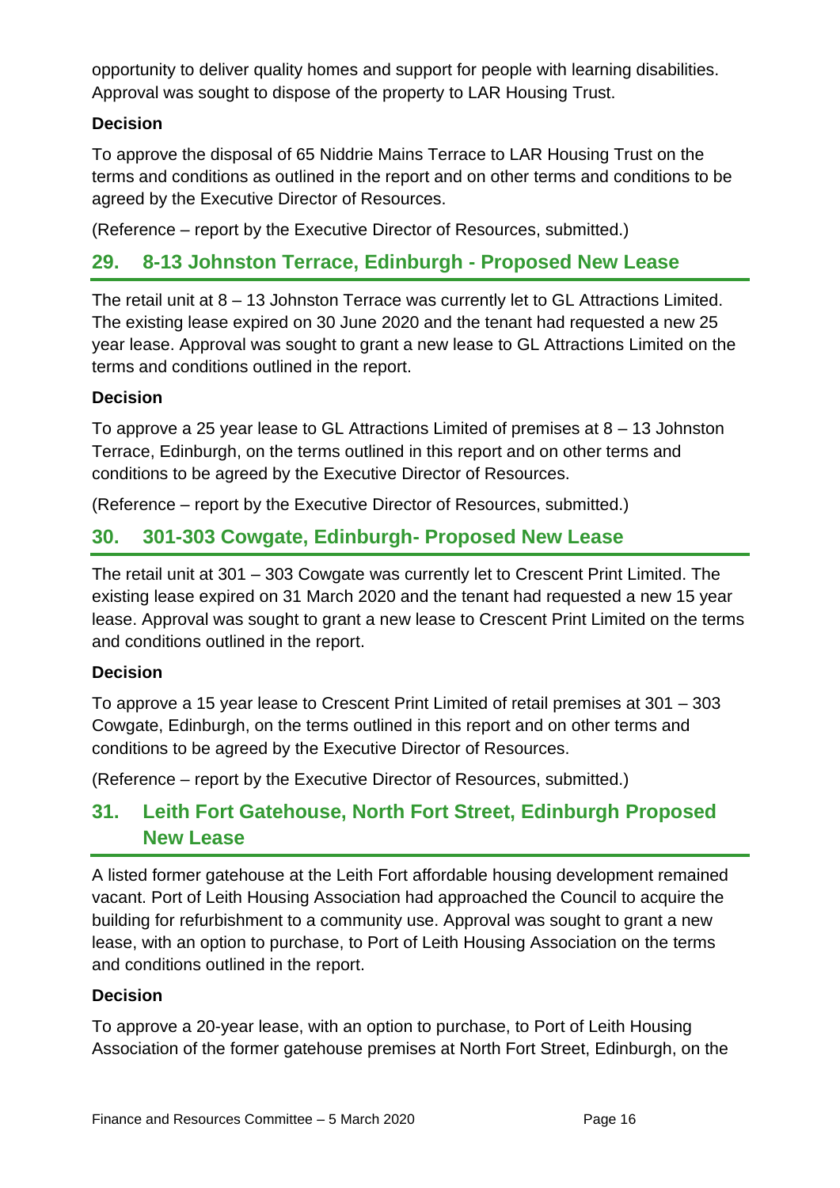opportunity to deliver quality homes and support for people with learning disabilities. Approval was sought to dispose of the property to LAR Housing Trust.

**Decision**

To approve the disposal of 65 Niddrie Mains Terrace to LAR Housing Trust on the terms and conditions as outlined in the report and on other terms and conditions to be agreed by the Executive Director of Resources.

(Reference – report by the Executive Director of Resources, submitted.)

## 29. 8-13 Johnston Terrace, Edinburgh - Proposed New Lease

The retail unit at 8 – 13 Johnston Terrace was currently let to GL Attractions Limited. The existing lease expired on 30 June 2020 and the tenant had requested a new 25 year lease. Approval was sought to grant a new lease to GL Attractions Limited on the terms and conditions outlined in the report.

**Decision**

To approve a 25 year lease to GL Attractions Limited of premises at 8 – 13 Johnston Terrace, Edinburgh, on the terms outlined in this report and on other terms and conditions to be agreed by the Executive Director of Resources.

(Reference – report by the Executive Director of Resources, submitted.)

## 30. 301-303 Cowgate, Edinburgh- Proposed New Lease

The retail unit at 301 – 303 Cowgate was currently let to Crescent Print Limited. The existing lease expired on 31 March 2020 and the tenant had requested a new 15 year lease. Approval was sought to grant a new lease to Crescent Print Limited on the terms and conditions outlined in the report.

**Decision**

To approve a 15 year lease to Crescent Print Limited of retail premises at 301 – 303 Cowgate, Edinburgh, on the terms outlined in this report and on other terms and conditions to be agreed by the Executive Director of Resources.

(Reference – report by the Executive Director of Resources, submitted.)

## 31. Leith Fort Gatehouse, North Fort Street, Edinburgh Proposed New Lease

A listed former gatehouse at the Leith Fort affordable housing development remained vacant. Port of Leith Housing Association had approached the Council to acquire the building for refurbishment to a community use. Approval was sought to grant a new lease, with an option to purchase, to Port of Leith Housing Association on the terms and conditions outlined in the report.

**Decision**

To approve a 20-year lease, with an option to purchase, to Port of Leith Housing Association of the former gatehouse premises at North Fort Street, Edinburgh, on the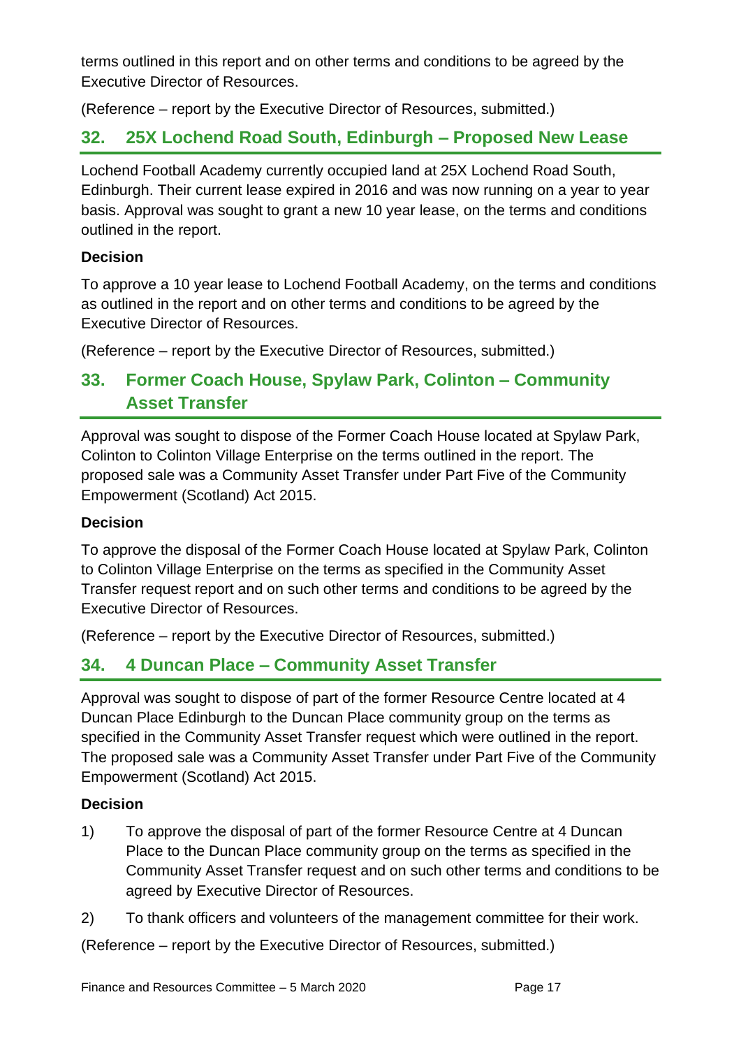terms outlined in this report and on other terms and conditions to be agreed by the Executive Director of Resources.

(Reference – report by the Executive Director of Resources, submitted.)

## 32. 25X Lochend Road South, Edinburgh – Proposed New Lease

Lochend Football Academy currently occupied land at 25X Lochend Road South, Edinburgh. Their current lease expired in 2016 and was now running on a year to year basis. Approval was sought to grant a new 10 year lease, on the terms and conditions outlined in the report.

**Decision**

To approve a 10 year lease to Lochend Football Academy, on the terms and conditions as outlined in the report and on other terms and conditions to be agreed by the Executive Director of Resources.

(Reference – report by the Executive Director of Resources, submitted.)

## 33. Former Coach House, Spylaw Park, Colinton – Community Asset Transfer

Approval was sought to dispose of the Former Coach House located at Spylaw Park, Colinton to Colinton Village Enterprise on the terms outlined in the report. The proposed sale was a Community Asset Transfer under Part Five of the Community Empowerment (Scotland) Act 2015.

**Decision**

To approve the disposal of the Former Coach House located at Spylaw Park, Colinton to Colinton Village Enterprise on the terms as specified in the Community Asset Transfer request report and on such other terms and conditions to be agreed by the Executive Director of Resources.

(Reference – report by the Executive Director of Resources, submitted.)

## 34. 4 Duncan Place – Community Asset Transfer

Approval was sought to dispose of part of the former Resource Centre located at 4 Duncan Place Edinburgh to the Duncan Place community group on the terms as specified in the Community Asset Transfer request which were outlined in the report. The proposed sale was a Community Asset Transfer under Part Five of the Community Empowerment (Scotland) Act 2015.

**Decision**

1) To approve the disposal of part of the former Resource Centre at 4 Duncan Place to the Duncan Place community group on the terms as specified in the Community Asset Transfer request and on such other terms and conditions to be agreed by Executive Director of Resources.

2) To thank officers and volunteers of the management committee for their work.

(Reference – report by the Executive Director of Resources, submitted.)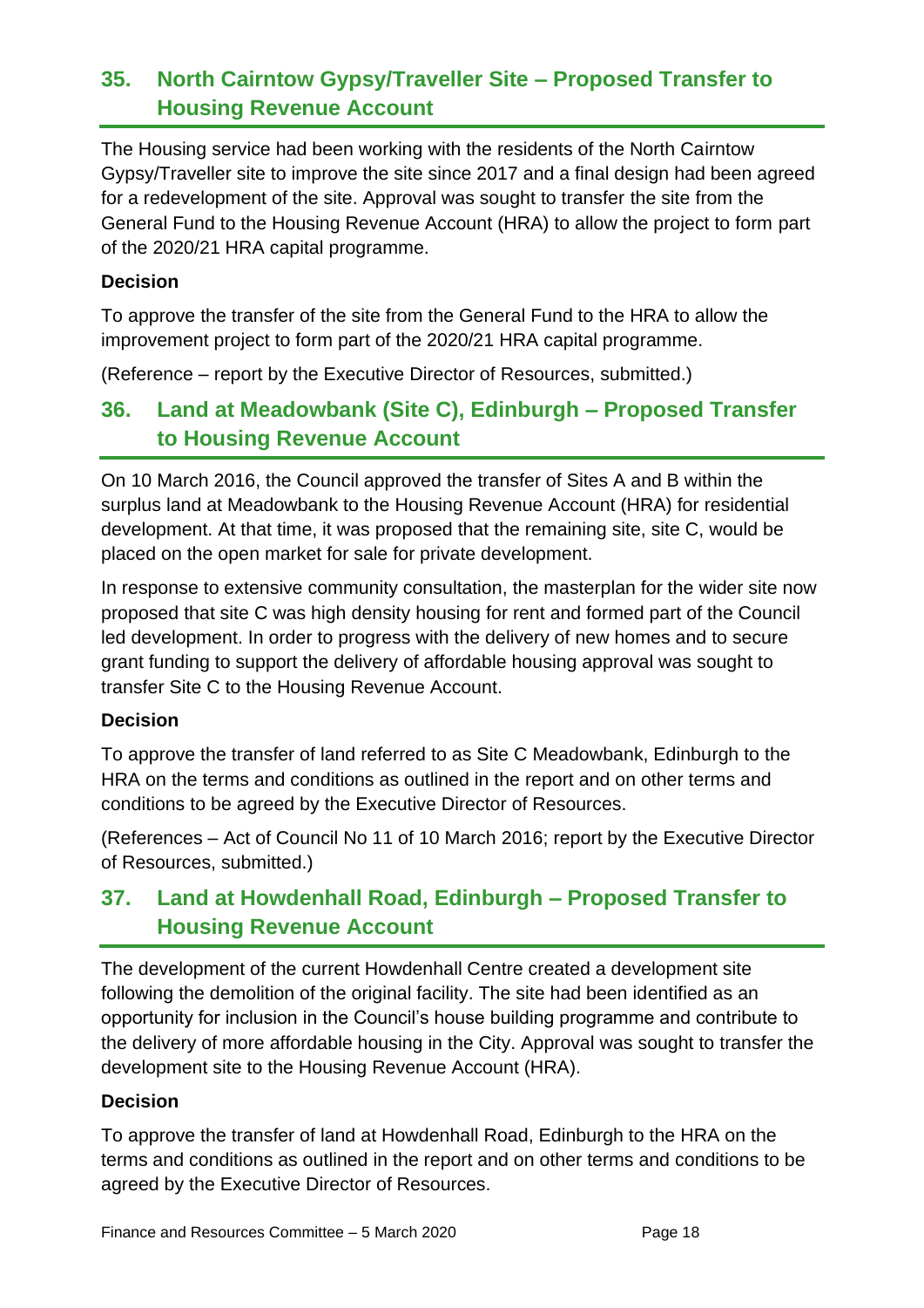## 35. North Cairntow Gypsy/Traveller Site – Proposed Transfer to Housing Revenue Account

The Housing service had been working with the residents of the North Cairntow Gypsy/Traveller site to improve the site since 2017 and a final design had been agreed for a redevelopment of the site. Approval was sought to transfer the site from the General Fund to the Housing Revenue Account (HRA) to allow the project to form part of the 2020/21 HRA capital programme.

**Decision**

To approve the transfer of the site from the General Fund to the HRA to allow the improvement project to form part of the 2020/21 HRA capital programme.

(Reference – report by the Executive Director of Resources, submitted.)

## 36. Land at Meadowbank (Site C), Edinburgh – Proposed Transfer to Housing Revenue Account

On 10 March 2016, the Council approved the transfer of Sites A and B within the surplus land at Meadowbank to the Housing Revenue Account (HRA) for residential development. At that time, it was proposed that the remaining site, site C, would be placed on the open market for sale for private development.

In response to extensive community consultation, the masterplan for the wider site now proposed that site C was high density housing for rent and formed part of the Council led development. In order to progress with the delivery of new homes and to secure grant funding to support the delivery of affordable housing approval was sought to transfer Site C to the Housing Revenue Account.

**Decision**

To approve the transfer of land referred to as Site C Meadowbank, Edinburgh to the HRA on the terms and conditions as outlined in the report and on other terms and conditions to be agreed by the Executive Director of Resources.

(References – Act of Council No 11 of 10 March 2016; report by the Executive Director of Resources, submitted.)

## 37. Land at Howdenhall Road, Edinburgh – Proposed Transfer to Housing Revenue Account

The development of the current Howdenhall Centre created a development site following the demolition of the original facility. The site had been identified as an opportunity for inclusion in the Council's house building programme and contribute to the delivery of more affordable housing in the City. Approval was sought to transfer the development site to the Housing Revenue Account (HRA).

**Decision**

To approve the transfer of land at Howdenhall Road, Edinburgh to the HRA on the terms and conditions as outlined in the report and on other terms and conditions to be agreed by the Executive Director of Resources.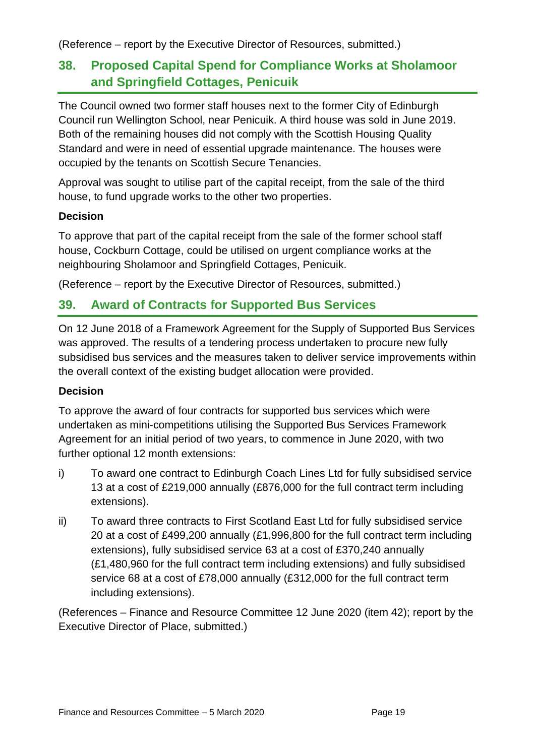(Reference – report by the Executive Director of Resources, submitted.)

## 38. Proposed Capital Spend for Compliance Works at Sholamoor and Springfield Cottages, Penicuik

The Council owned two former staff houses next to the former City of Edinburgh Council run Wellington School, near Penicuik. A third house was sold in June 2019. Both of the remaining houses did not comply with the Scottish Housing Quality Standard and were in need of essential upgrade maintenance. The houses were occupied by the tenants on Scottish Secure Tenancies.

Approval was sought to utilise part of the capital receipt, from the sale of the third house, to fund upgrade works to the other two properties.

**Decision**

To approve that part of the capital receipt from the sale of the former school staff house, Cockburn Cottage, could be utilised on urgent compliance works at the neighbouring Sholamoor and Springfield Cottages, Penicuik.

(Reference – report by the Executive Director of Resources, submitted.)

## 39. Award of Contracts for Supported Bus Services

On 12 June 2018 of a Framework Agreement for the Supply of Supported Bus Services was approved. The results of a tendering process undertaken to procure new fully subsidised bus services and the measures taken to deliver service improvements within the overall context of the existing budget allocation were provided.

**Decision**

To approve the award of four contracts for supported bus services which were undertaken as mini-competitions utilising the Supported Bus Services Framework Agreement for an initial period of two years, to commence in June 2020, with two further optional 12 month extensions:

i) To award one contract to Edinburgh Coach Lines Ltd for fully subsidised service 13 at a cost of £219,000 annually (£876,000 for the full contract term including extensions).

ii) To award three contracts to First Scotland East Ltd for fully subsidised service 20 at a cost of £499,200 annually (£1,996,800 for the full contract term including extensions), fully subsidised service 63 at a cost of £370,240 annually (£1,480,960 for the full contract term including extensions) and fully subsidised service 68 at a cost of £78,000 annually (£312,000 for the full contract term including extensions).

(References – Finance and Resource Committee 12 June 2020 (item 42); report by the Executive Director of Place, submitted.)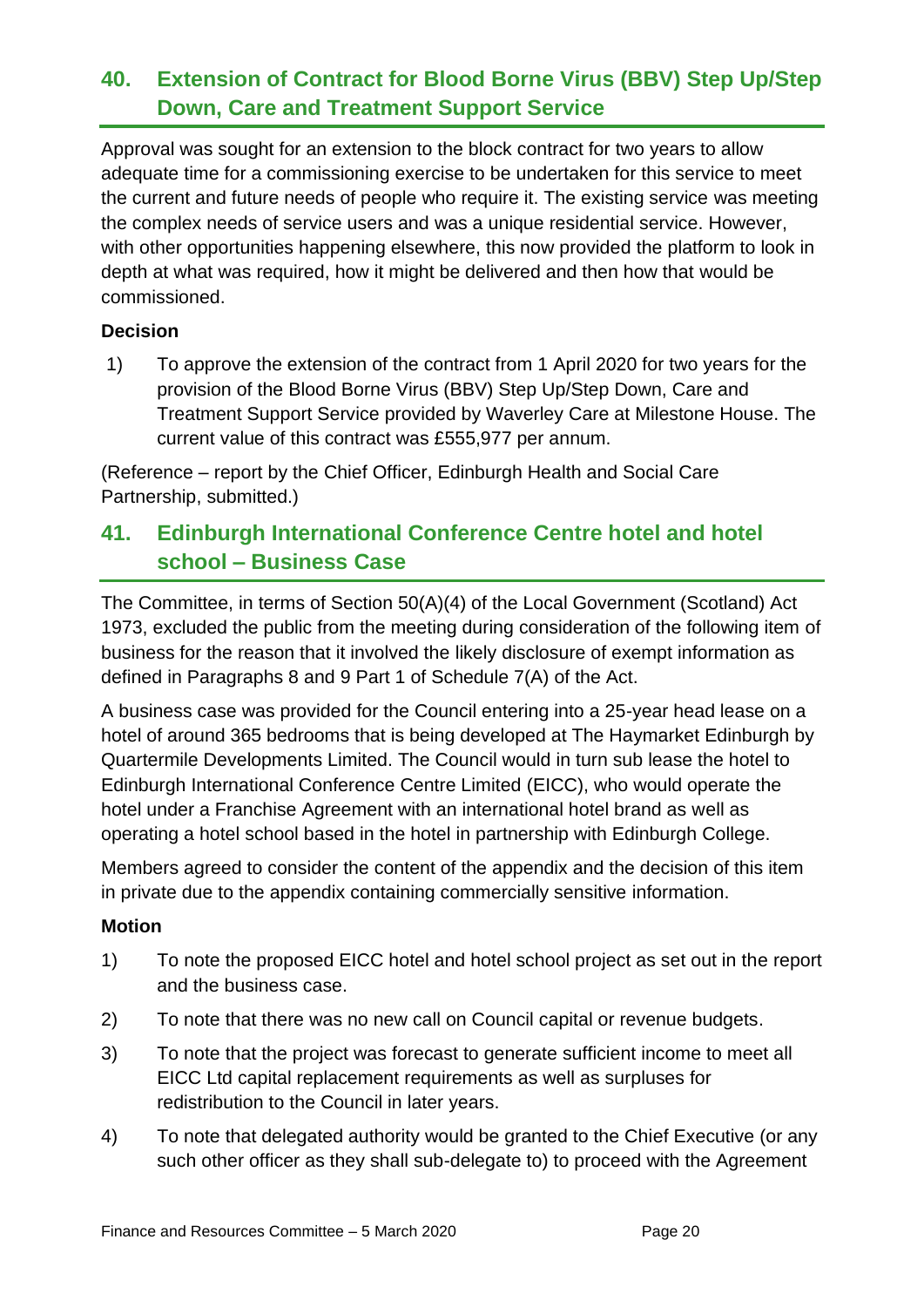## 40. Extension of Contract for Blood Borne Virus (BBV) Step Up/Step Down, Care and Treatment Support Service

Approval was sought for an extension to the block contract for two years to allow adequate time for a commissioning exercise to be undertaken for this service to meet the current and future needs of people who require it. The existing service was meeting the complex needs of service users and was a unique residential service. However, with other opportunities happening elsewhere, this now provided the platform to look in depth at what was required, how it might be delivered and then how that would be commissioned.

**Decision**

1) To approve the extension of the contract from 1 April 2020 for two years for the provision of the Blood Borne Virus (BBV) Step Up/Step Down, Care and Treatment Support Service provided by Waverley Care at Milestone House. The current value of this contract was £555,977 per annum.

(Reference – report by the Chief Officer, Edinburgh Health and Social Care Partnership, submitted.)

## 41. Edinburgh International Conference Centre hotel and hotel school – Business Case

The Committee, in terms of Section 50(A)(4) of the Local Government (Scotland) Act 1973, excluded the public from the meeting during consideration of the following item of business for the reason that it involved the likely disclosure of exempt information as defined in Paragraphs 8 and 9 Part 1 of Schedule 7(A) of the Act.

A business case was provided for the Council entering into a 25-year head lease on a hotel of around 365 bedrooms that is being developed at The Haymarket Edinburgh by Quartermile Developments Limited. The Council would in turn sub lease the hotel to Edinburgh International Conference Centre Limited (EICC), who would operate the hotel under a Franchise Agreement with an international hotel brand as well as operating a hotel school based in the hotel in partnership with Edinburgh College.

Members agreed to consider the content of the appendix and the decision of this item in private due to the appendix containing commercially sensitive information.

**Motion**

1) To note the proposed EICC hotel and hotel school project as set out in the report and the business case.

2) To note that there was no new call on Council capital or revenue budgets.

3) To note that the project was forecast to generate sufficient income to meet all EICC Ltd capital replacement requirements as well as surpluses for redistribution to the Council in later years.

4) To note that delegated authority would be granted to the Chief Executive (or any such other officer as they shall sub-delegate to) to proceed with the Agreement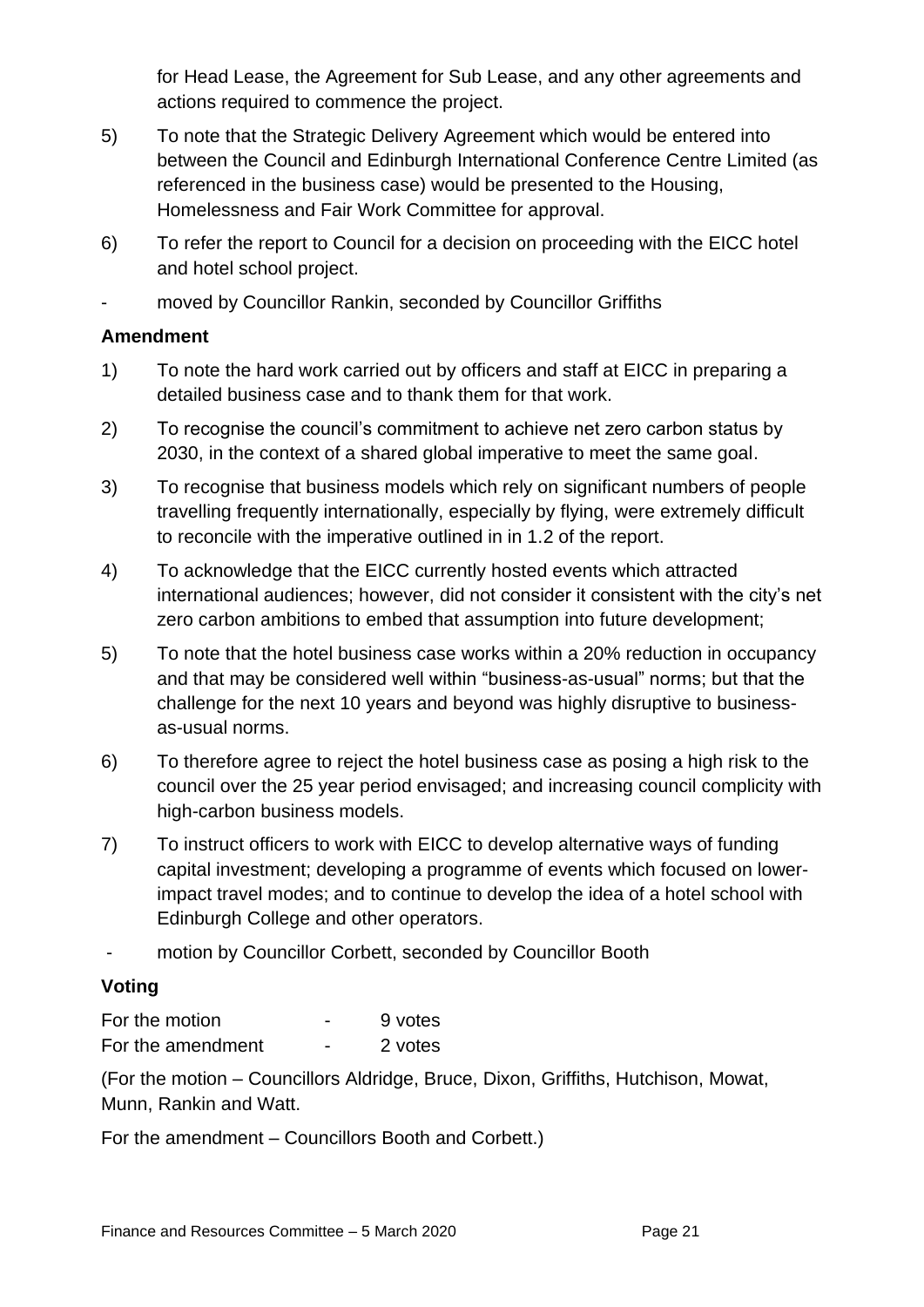for Head Lease, the Agreement for Sub Lease, and any other agreements and actions required to commence the project.

5) To note that the Strategic Delivery Agreement which would be entered into between the Council and Edinburgh International Conference Centre Limited (as referenced in the business case) would be presented to the Housing, Homelessness and Fair Work Committee for approval.

6) To refer the report to Council for a decision on proceeding with the EICC hotel and hotel school project.

- moved by Councillor Rankin, seconded by Councillor Griffiths

**Amendment**

1) To note the hard work carried out by officers and staff at EICC in preparing a detailed business case and to thank them for that work.

2) To recognise the council's commitment to achieve net zero carbon status by 2030, in the context of a shared global imperative to meet the same goal.

3) To recognise that business models which rely on significant numbers of people travelling frequently internationally, especially by flying, were extremely difficult to reconcile with the imperative outlined in in 1.2 of the report.

4) To acknowledge that the EICC currently hosted events which attracted international audiences; however, did not consider it consistent with the city's net zero carbon ambitions to embed that assumption into future development;

5) To note that the hotel business case works within a 20% reduction in occupancy and that may be considered well within "business-as-usual" norms; but that the challenge for the next 10 years and beyond was highly disruptive to business-as-usual norms.

6) To therefore agree to reject the hotel business case as posing a high risk to the council over the 25 year period envisaged; and increasing council complicity with high-carbon business models.

7) To instruct officers to work with EICC to develop alternative ways of funding capital investment; developing a programme of events which focused on lower-impact travel modes; and to continue to develop the idea of a hotel school with Edinburgh College and other operators.

- motion by Councillor Corbett, seconded by Councillor Booth

**Voting**

For the motion - 9 votes
For the amendment - 2 votes

(For the motion – Councillors Aldridge, Bruce, Dixon, Griffiths, Hutchison, Mowat, Munn, Rankin and Watt.

For the amendment – Councillors Booth and Corbett.)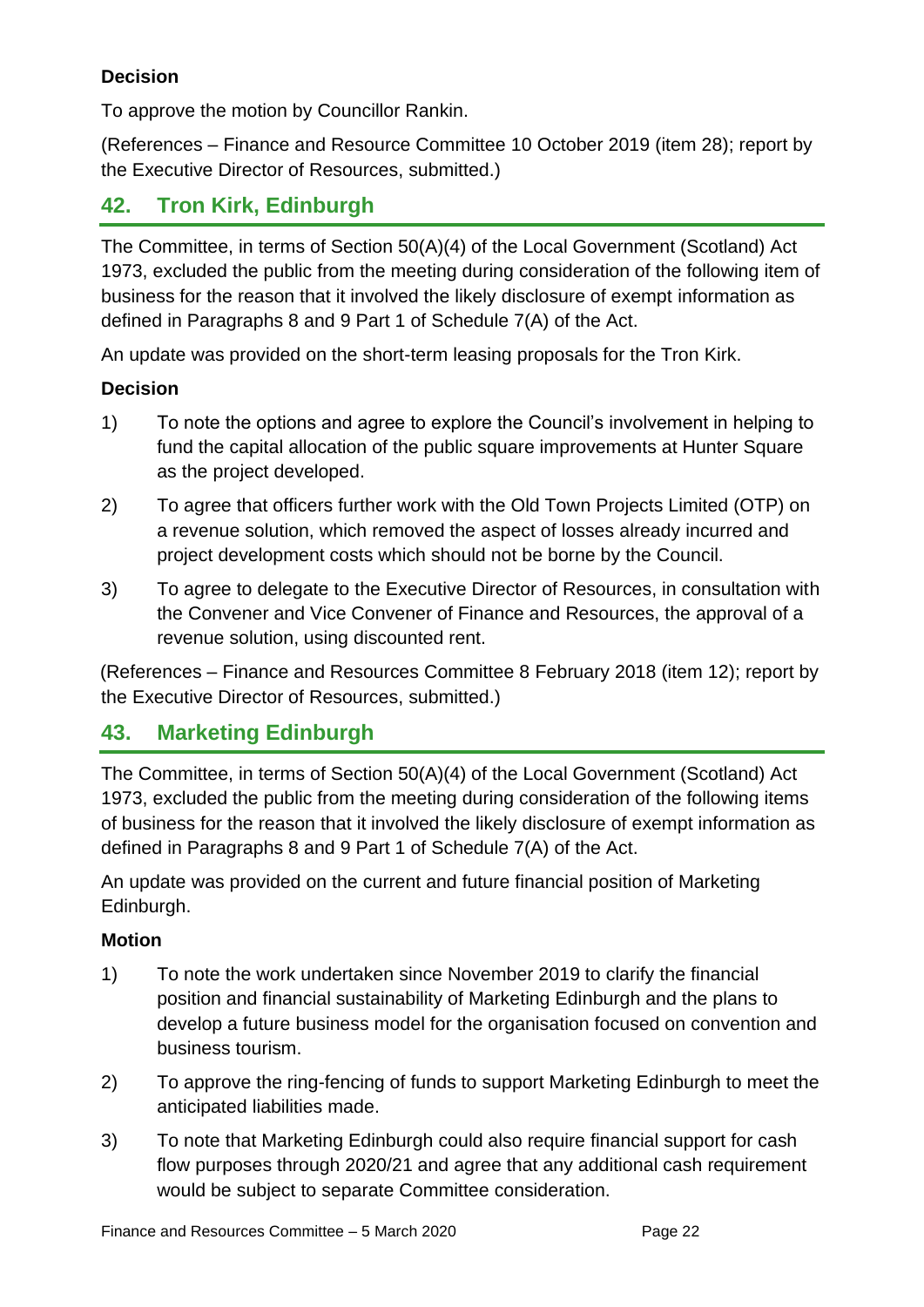**Decision**

To approve the motion by Councillor Rankin.

(References – Finance and Resource Committee 10 October 2019 (item 28); report by the Executive Director of Resources, submitted.)

## 42. Tron Kirk, Edinburgh

The Committee, in terms of Section 50(A)(4) of the Local Government (Scotland) Act 1973, excluded the public from the meeting during consideration of the following item of business for the reason that it involved the likely disclosure of exempt information as defined in Paragraphs 8 and 9 Part 1 of Schedule 7(A) of the Act.

An update was provided on the short-term leasing proposals for the Tron Kirk.

**Decision**

1) To note the options and agree to explore the Council's involvement in helping to fund the capital allocation of the public square improvements at Hunter Square as the project developed.

2) To agree that officers further work with the Old Town Projects Limited (OTP) on a revenue solution, which removed the aspect of losses already incurred and project development costs which should not be borne by the Council.

3) To agree to delegate to the Executive Director of Resources, in consultation with the Convener and Vice Convener of Finance and Resources, the approval of a revenue solution, using discounted rent.

(References – Finance and Resources Committee 8 February 2018 (item 12); report by the Executive Director of Resources, submitted.)

## 43. Marketing Edinburgh

The Committee, in terms of Section 50(A)(4) of the Local Government (Scotland) Act 1973, excluded the public from the meeting during consideration of the following items of business for the reason that it involved the likely disclosure of exempt information as defined in Paragraphs 8 and 9 Part 1 of Schedule 7(A) of the Act.

An update was provided on the current and future financial position of Marketing Edinburgh.

**Motion**

1) To note the work undertaken since November 2019 to clarify the financial position and financial sustainability of Marketing Edinburgh and the plans to develop a future business model for the organisation focused on convention and business tourism.

2) To approve the ring-fencing of funds to support Marketing Edinburgh to meet the anticipated liabilities made.

3) To note that Marketing Edinburgh could also require financial support for cash flow purposes through 2020/21 and agree that any additional cash requirement would be subject to separate Committee consideration.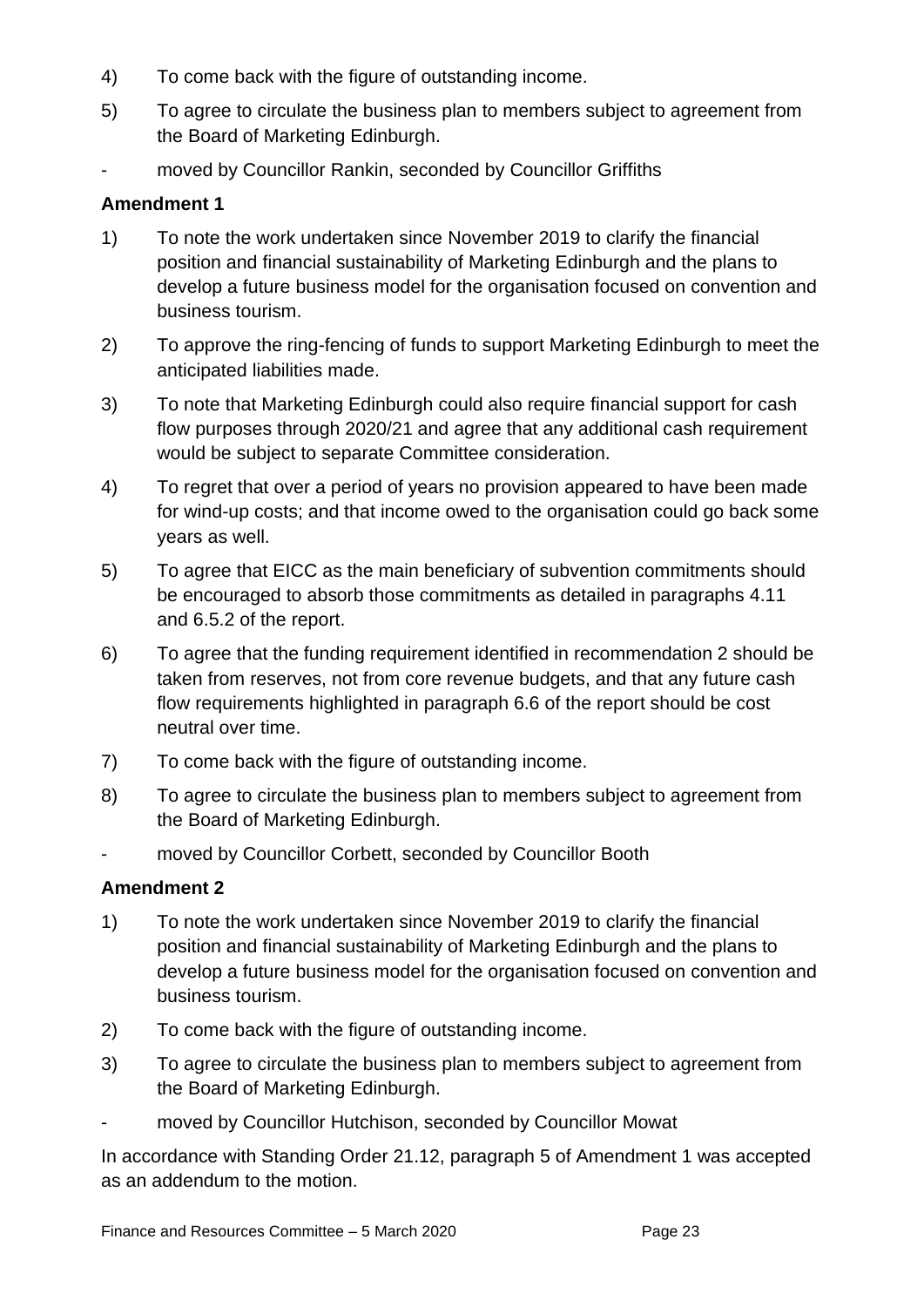4) To come back with the figure of outstanding income.

5) To agree to circulate the business plan to members subject to agreement from the Board of Marketing Edinburgh.

- moved by Councillor Rankin, seconded by Councillor Griffiths

**Amendment 1**

1) To note the work undertaken since November 2019 to clarify the financial position and financial sustainability of Marketing Edinburgh and the plans to develop a future business model for the organisation focused on convention and business tourism.

2) To approve the ring-fencing of funds to support Marketing Edinburgh to meet the anticipated liabilities made.

3) To note that Marketing Edinburgh could also require financial support for cash flow purposes through 2020/21 and agree that any additional cash requirement would be subject to separate Committee consideration.

4) To regret that over a period of years no provision appeared to have been made for wind-up costs; and that income owed to the organisation could go back some years as well.

5) To agree that EICC as the main beneficiary of subvention commitments should be encouraged to absorb those commitments as detailed in paragraphs 4.11 and 6.5.2 of the report.

6) To agree that the funding requirement identified in recommendation 2 should be taken from reserves, not from core revenue budgets, and that any future cash flow requirements highlighted in paragraph 6.6 of the report should be cost neutral over time.

7) To come back with the figure of outstanding income.

8) To agree to circulate the business plan to members subject to agreement from the Board of Marketing Edinburgh.

- moved by Councillor Corbett, seconded by Councillor Booth

**Amendment 2**

1) To note the work undertaken since November 2019 to clarify the financial position and financial sustainability of Marketing Edinburgh and the plans to develop a future business model for the organisation focused on convention and business tourism.

2) To come back with the figure of outstanding income.

3) To agree to circulate the business plan to members subject to agreement from the Board of Marketing Edinburgh.

- moved by Councillor Hutchison, seconded by Councillor Mowat

In accordance with Standing Order 21.12, paragraph 5 of Amendment 1 was accepted as an addendum to the motion.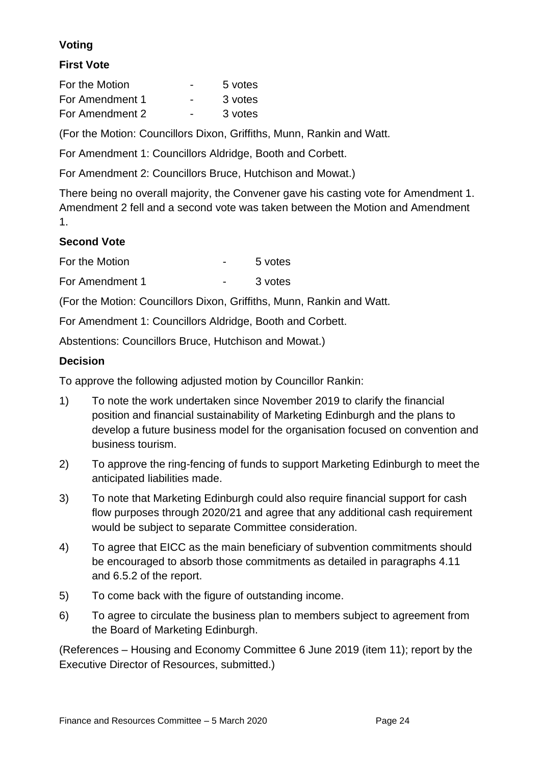**Voting**

**First Vote**

| | | |
|---|---|---|
| For the Motion | - | 5 votes |
| For Amendment 1 | - | 3 votes |
| For Amendment 2 | - | 3 votes |

(For the Motion: Councillors Dixon, Griffiths, Munn, Rankin and Watt.

For Amendment 1: Councillors Aldridge, Booth and Corbett.

For Amendment 2: Councillors Bruce, Hutchison and Mowat.)

There being no overall majority, the Convener gave his casting vote for Amendment 1. Amendment 2 fell and a second vote was taken between the Motion and Amendment 1.

**Second Vote**

| | | |
|---|---|---|
| For the Motion | - | 5 votes |
| For Amendment 1 | - | 3 votes |

(For the Motion: Councillors Dixon, Griffiths, Munn, Rankin and Watt.

For Amendment 1: Councillors Aldridge, Booth and Corbett.

Abstentions: Councillors Bruce, Hutchison and Mowat.)

**Decision**

To approve the following adjusted motion by Councillor Rankin:

1) To note the work undertaken since November 2019 to clarify the financial position and financial sustainability of Marketing Edinburgh and the plans to develop a future business model for the organisation focused on convention and business tourism.

2) To approve the ring-fencing of funds to support Marketing Edinburgh to meet the anticipated liabilities made.

3) To note that Marketing Edinburgh could also require financial support for cash flow purposes through 2020/21 and agree that any additional cash requirement would be subject to separate Committee consideration.

4) To agree that EICC as the main beneficiary of subvention commitments should be encouraged to absorb those commitments as detailed in paragraphs 4.11 and 6.5.2 of the report.

5) To come back with the figure of outstanding income.

6) To agree to circulate the business plan to members subject to agreement from the Board of Marketing Edinburgh.

(References – Housing and Economy Committee 6 June 2019 (item 11); report by the Executive Director of Resources, submitted.)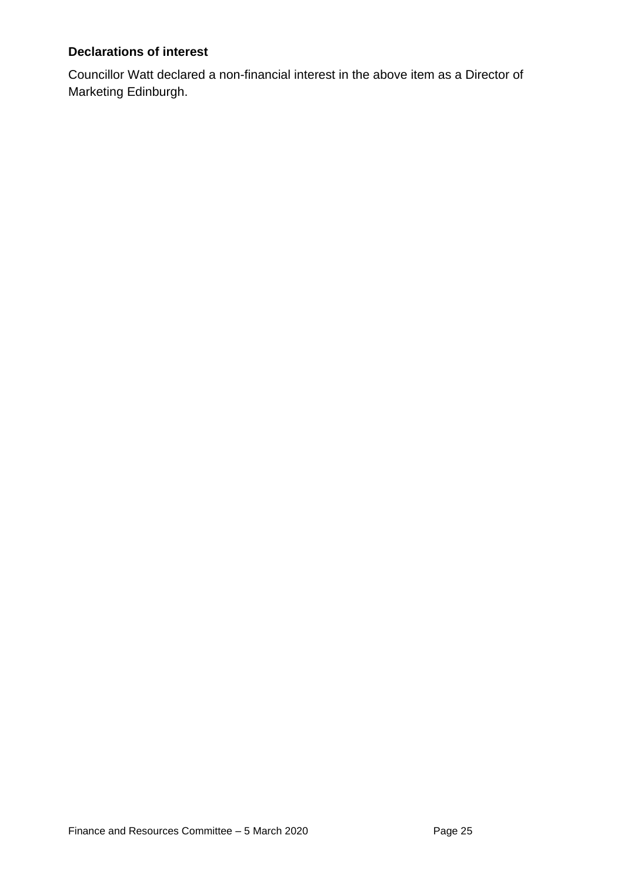### Declarations of interest

Councillor Watt declared a non-financial interest in the above item as a Director of Marketing Edinburgh.